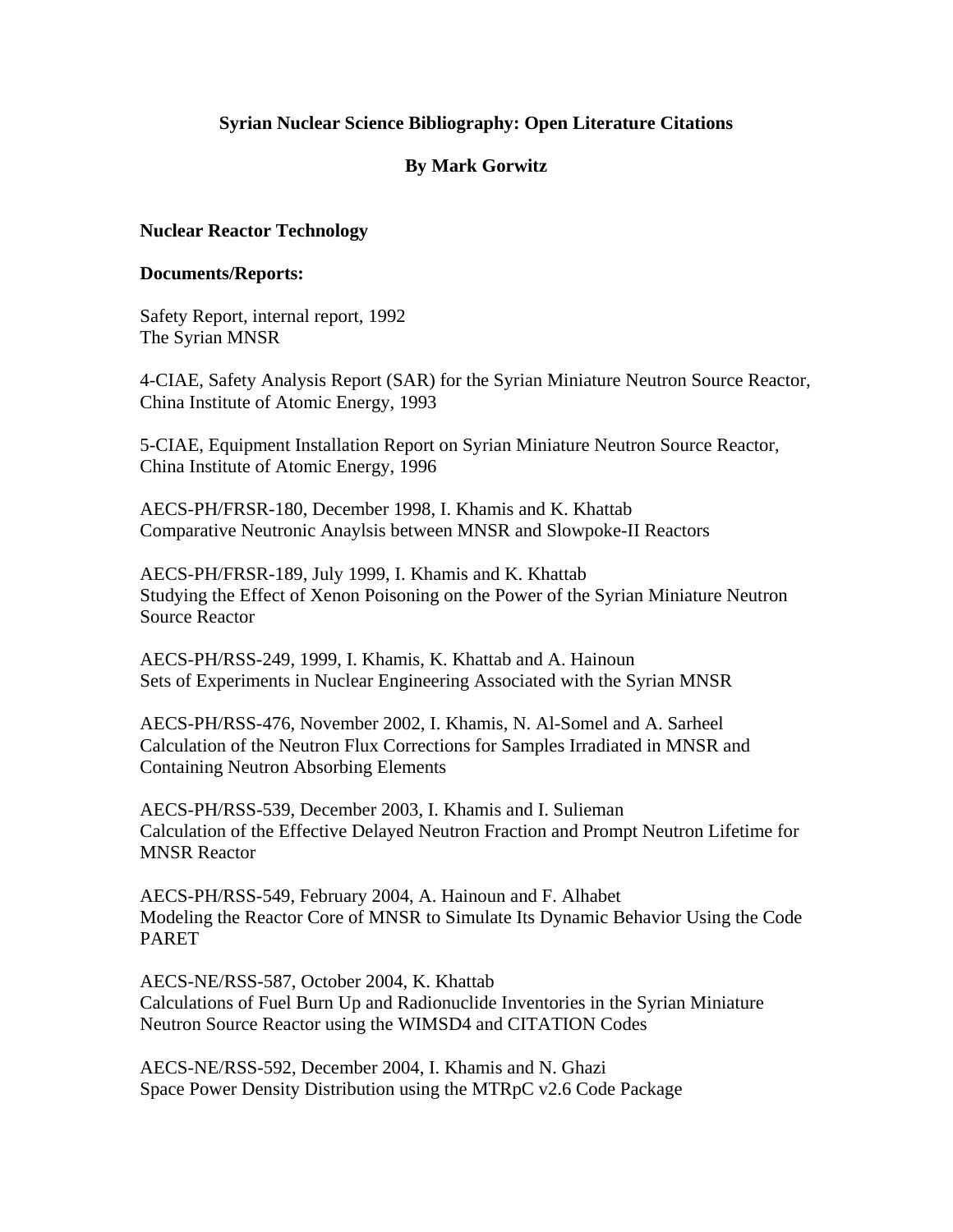# Syrian Nuclear Science Bibliography: Open Literature Citations

**By Mark Gorwitz**

## Nuclear Reactor Technology

### Documents/Reports:

Safety Report, internal report, 1992
The Syrian MNSR

4-CIAE, Safety Analysis Report (SAR) for the Syrian Miniature Neutron Source Reactor, China Institute of Atomic Energy, 1993

5-CIAE, Equipment Installation Report on Syrian Miniature Neutron Source Reactor, China Institute of Atomic Energy, 1996

AECS-PH/FRSR-180, December 1998, I. Khamis and K. Khattab
Comparative Neutronic Anaylsis between MNSR and Slowpoke-II Reactors

AECS-PH/FRSR-189, July 1999, I. Khamis and K. Khattab
Studying the Effect of Xenon Poisoning on the Power of the Syrian Miniature Neutron Source Reactor

AECS-PH/RSS-249, 1999, I. Khamis, K. Khattab and A. Hainoun
Sets of Experiments in Nuclear Engineering Associated with the Syrian MNSR

AECS-PH/RSS-476, November 2002, I. Khamis, N. Al-Somel and A. Sarheel
Calculation of the Neutron Flux Corrections for Samples Irradiated in MNSR and Containing Neutron Absorbing Elements

AECS-PH/RSS-539, December 2003, I. Khamis and I. Sulieman
Calculation of the Effective Delayed Neutron Fraction and Prompt Neutron Lifetime for MNSR Reactor

AECS-PH/RSS-549, February 2004, A. Hainoun and F. Alhabet
Modeling the Reactor Core of MNSR to Simulate Its Dynamic Behavior Using the Code PARET

AECS-NE/RSS-587, October 2004, K. Khattab
Calculations of Fuel Burn Up and Radionuclide Inventories in the Syrian Miniature Neutron Source Reactor using the WIMSD4 and CITATION Codes

AECS-NE/RSS-592, December 2004, I. Khamis and N. Ghazi
Space Power Density Distribution using the MTRpC v2.6 Code Package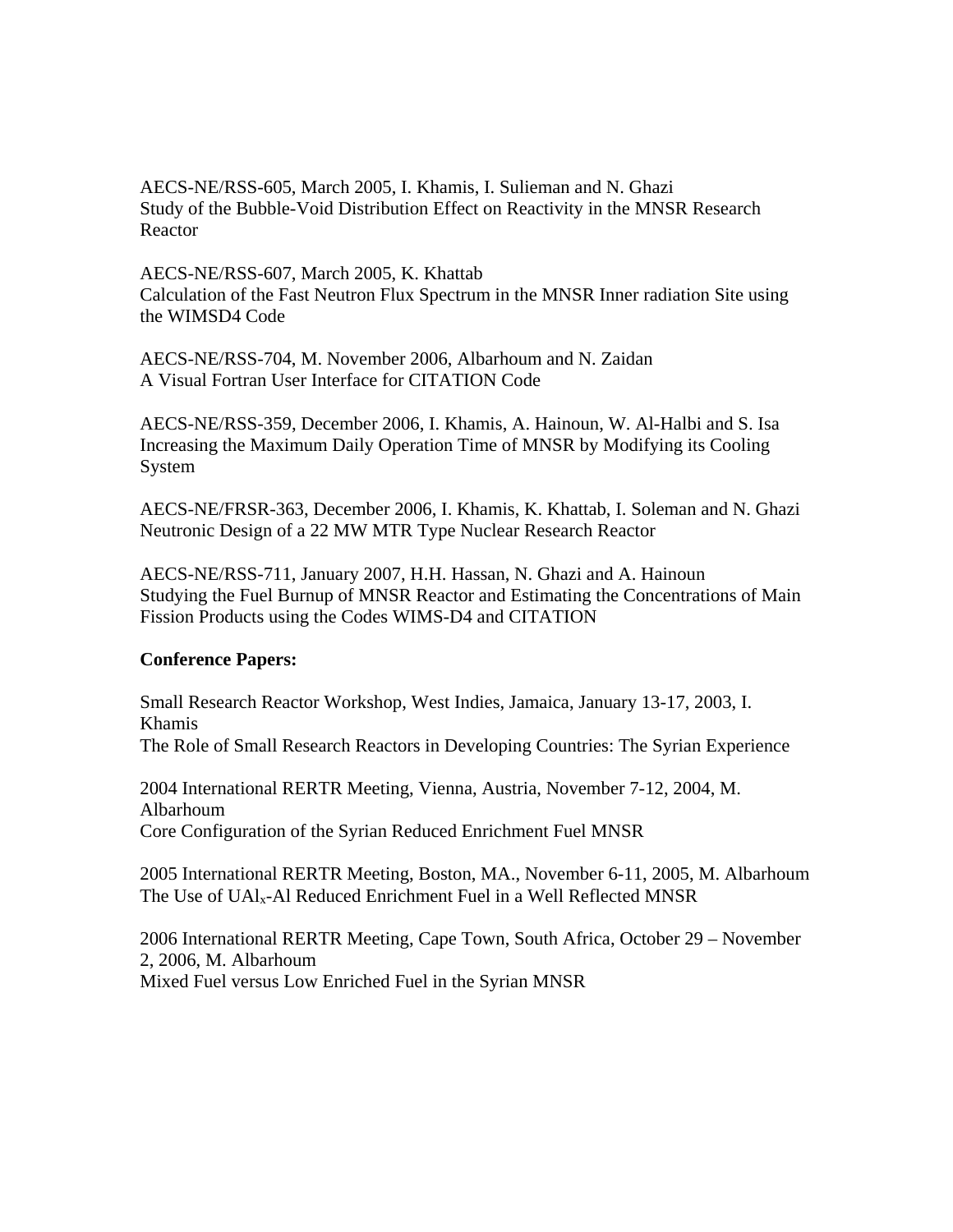AECS-NE/RSS-605, March 2005, I. Khamis, I. Sulieman and N. Ghazi
Study of the Bubble-Void Distribution Effect on Reactivity in the MNSR Research Reactor

AECS-NE/RSS-607, March 2005, K. Khattab
Calculation of the Fast Neutron Flux Spectrum in the MNSR Inner radiation Site using the WIMSD4 Code

AECS-NE/RSS-704, M. November 2006, Albarhoum and N. Zaidan
A Visual Fortran User Interface for CITATION Code

AECS-NE/RSS-359, December 2006, I. Khamis, A. Hainoun, W. Al-Halbi and S. Isa
Increasing the Maximum Daily Operation Time of MNSR by Modifying its Cooling System

AECS-NE/FRSR-363, December 2006, I. Khamis, K. Khattab, I. Soleman and N. Ghazi
Neutronic Design of a 22 MW MTR Type Nuclear Research Reactor

AECS-NE/RSS-711, January 2007, H.H. Hassan, N. Ghazi and A. Hainoun
Studying the Fuel Burnup of MNSR Reactor and Estimating the Concentrations of Main Fission Products using the Codes WIMS-D4 and CITATION

**Conference Papers:**

Small Research Reactor Workshop, West Indies, Jamaica, January 13-17, 2003, I. Khamis
The Role of Small Research Reactors in Developing Countries: The Syrian Experience

2004 International RERTR Meeting, Vienna, Austria, November 7-12, 2004, M. Albarhoum
Core Configuration of the Syrian Reduced Enrichment Fuel MNSR

2005 International RERTR Meeting, Boston, MA., November 6-11, 2005, M. Albarhoum
The Use of $UAl_x$-Al Reduced Enrichment Fuel in a Well Reflected MNSR

2006 International RERTR Meeting, Cape Town, South Africa, October 29 – November 2, 2006, M. Albarhoum
Mixed Fuel versus Low Enriched Fuel in the Syrian MNSR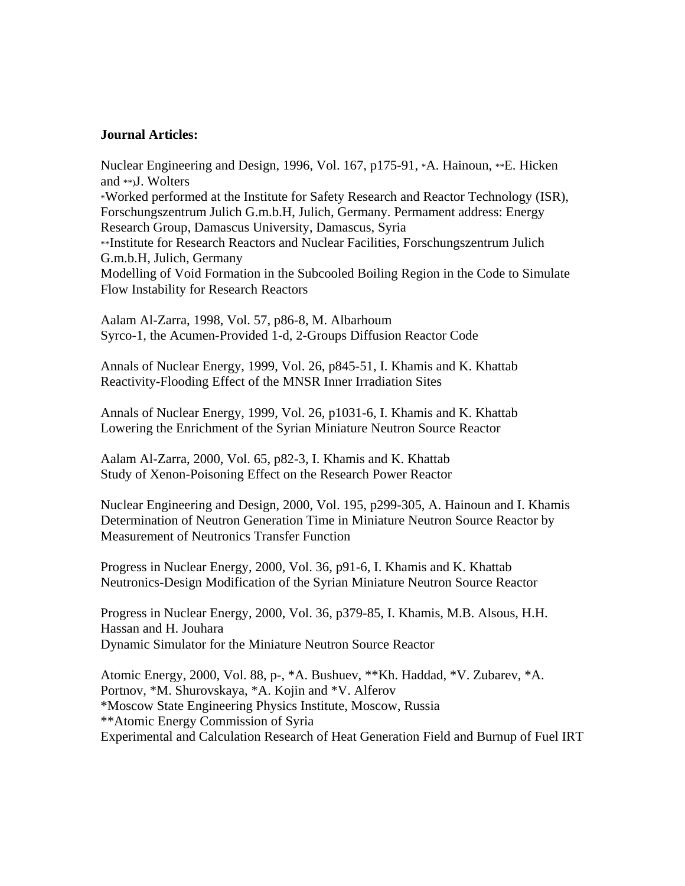**Journal Articles:**

Nuclear Engineering and Design, 1996, Vol. 167, p175-91, *A. Hainoun, **E. Hicken and **)J. Wolters
*Worked performed at the Institute for Safety Research and Reactor Technology (ISR), Forschungszentrum Julich G.m.b.H, Julich, Germany. Permament address: Energy Research Group, Damascus University, Damascus, Syria
**Institute for Research Reactors and Nuclear Facilities, Forschungszentrum Julich G.m.b.H, Julich, Germany
Modelling of Void Formation in the Subcooled Boiling Region in the Code to Simulate Flow Instability for Research Reactors

Aalam Al-Zarra, 1998, Vol. 57, p86-8, M. Albarhoum
Syrco-1, the Acumen-Provided 1-d, 2-Groups Diffusion Reactor Code

Annals of Nuclear Energy, 1999, Vol. 26, p845-51, I. Khamis and K. Khattab
Reactivity-Flooding Effect of the MNSR Inner Irradiation Sites

Annals of Nuclear Energy, 1999, Vol. 26, p1031-6, I. Khamis and K. Khattab
Lowering the Enrichment of the Syrian Miniature Neutron Source Reactor

Aalam Al-Zarra, 2000, Vol. 65, p82-3, I. Khamis and K. Khattab
Study of Xenon-Poisoning Effect on the Research Power Reactor

Nuclear Engineering and Design, 2000, Vol. 195, p299-305, A. Hainoun and I. Khamis
Determination of Neutron Generation Time in Miniature Neutron Source Reactor by Measurement of Neutronics Transfer Function

Progress in Nuclear Energy, 2000, Vol. 36, p91-6, I. Khamis and K. Khattab
Neutronics-Design Modification of the Syrian Miniature Neutron Source Reactor

Progress in Nuclear Energy, 2000, Vol. 36, p379-85, I. Khamis, M.B. Alsous, H.H. Hassan and H. Jouhara
Dynamic Simulator for the Miniature Neutron Source Reactor

Atomic Energy, 2000, Vol. 88, p-, *A. Bushuev, **Kh. Haddad, *V. Zubarev, *A. Portnov, *M. Shurovskaya, *A. Kojin and *V. Alferov
*Moscow State Engineering Physics Institute, Moscow, Russia
**Atomic Energy Commission of Syria
Experimental and Calculation Research of Heat Generation Field and Burnup of Fuel IRT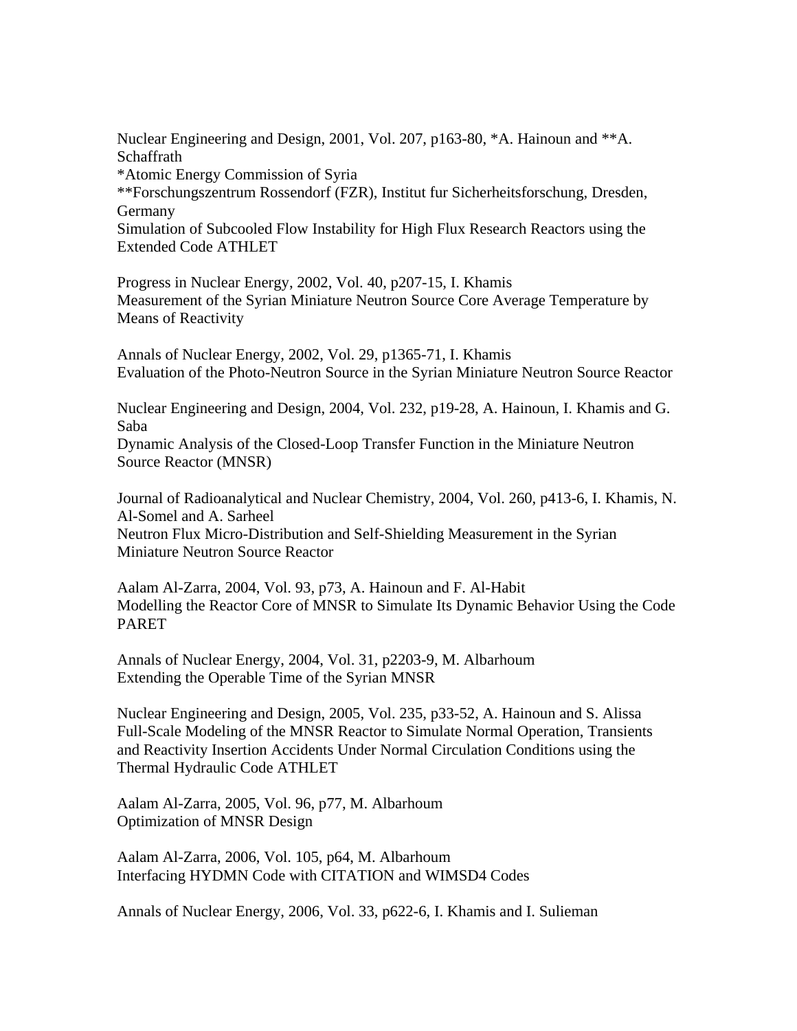Nuclear Engineering and Design, 2001, Vol. 207, p163-80, *A. Hainoun and **A. Schaffrath
*Atomic Energy Commission of Syria
**Forschungszentrum Rossendorf (FZR), Institut fur Sicherheitsforschung, Dresden, Germany
Simulation of Subcooled Flow Instability for High Flux Research Reactors using the Extended Code ATHLET

Progress in Nuclear Energy, 2002, Vol. 40, p207-15, I. Khamis
Measurement of the Syrian Miniature Neutron Source Core Average Temperature by Means of Reactivity

Annals of Nuclear Energy, 2002, Vol. 29, p1365-71, I. Khamis
Evaluation of the Photo-Neutron Source in the Syrian Miniature Neutron Source Reactor

Nuclear Engineering and Design, 2004, Vol. 232, p19-28, A. Hainoun, I. Khamis and G. Saba
Dynamic Analysis of the Closed-Loop Transfer Function in the Miniature Neutron Source Reactor (MNSR)

Journal of Radioanalytical and Nuclear Chemistry, 2004, Vol. 260, p413-6, I. Khamis, N. Al-Somel and A. Sarheel
Neutron Flux Micro-Distribution and Self-Shielding Measurement in the Syrian Miniature Neutron Source Reactor

Aalam Al-Zarra, 2004, Vol. 93, p73, A. Hainoun and F. Al-Habit
Modelling the Reactor Core of MNSR to Simulate Its Dynamic Behavior Using the Code PARET

Annals of Nuclear Energy, 2004, Vol. 31, p2203-9, M. Albarhoum
Extending the Operable Time of the Syrian MNSR

Nuclear Engineering and Design, 2005, Vol. 235, p33-52, A. Hainoun and S. Alissa
Full-Scale Modeling of the MNSR Reactor to Simulate Normal Operation, Transients and Reactivity Insertion Accidents Under Normal Circulation Conditions using the Thermal Hydraulic Code ATHLET

Aalam Al-Zarra, 2005, Vol. 96, p77, M. Albarhoum
Optimization of MNSR Design

Aalam Al-Zarra, 2006, Vol. 105, p64, M. Albarhoum
Interfacing HYDMN Code with CITATION and WIMSD4 Codes

Annals of Nuclear Energy, 2006, Vol. 33, p622-6, I. Khamis and I. Sulieman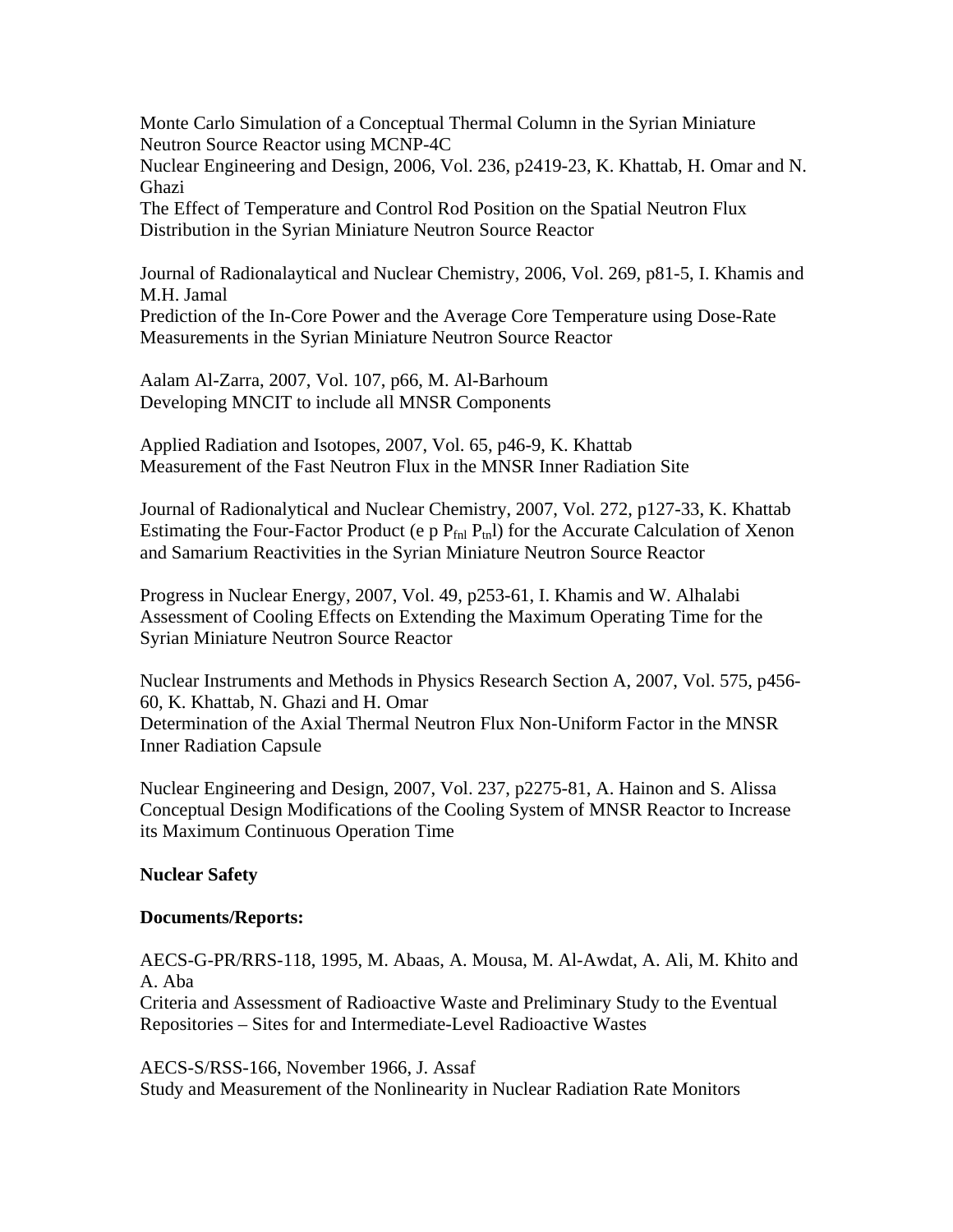Monte Carlo Simulation of a Conceptual Thermal Column in the Syrian Miniature Neutron Source Reactor using MCNP-4C

Nuclear Engineering and Design, 2006, Vol. 236, p2419-23, K. Khattab, H. Omar and N. Ghazi

The Effect of Temperature and Control Rod Position on the Spatial Neutron Flux Distribution in the Syrian Miniature Neutron Source Reactor

Journal of Radionalaytical and Nuclear Chemistry, 2006, Vol. 269, p81-5, I. Khamis and M.H. Jamal

Prediction of the In-Core Power and the Average Core Temperature using Dose-Rate Measurements in the Syrian Miniature Neutron Source Reactor

Aalam Al-Zarra, 2007, Vol. 107, p66, M. Al-Barhoum

Developing MNCIT to include all MNSR Components

Applied Radiation and Isotopes, 2007, Vol. 65, p46-9, K. Khattab

Measurement of the Fast Neutron Flux in the MNSR Inner Radiation Site

Journal of Radionalytical and Nuclear Chemistry, 2007, Vol. 272, p127-33, K. Khattab

Estimating the Four-Factor Product (e p $P_{fnl}$ $P_{tn}$l) for the Accurate Calculation of Xenon and Samarium Reactivities in the Syrian Miniature Neutron Source Reactor

Progress in Nuclear Energy, 2007, Vol. 49, p253-61, I. Khamis and W. Alhalabi

Assessment of Cooling Effects on Extending the Maximum Operating Time for the Syrian Miniature Neutron Source Reactor

Nuclear Instruments and Methods in Physics Research Section A, 2007, Vol. 575, p456-60, K. Khattab, N. Ghazi and H. Omar

Determination of the Axial Thermal Neutron Flux Non-Uniform Factor in the MNSR Inner Radiation Capsule

Nuclear Engineering and Design, 2007, Vol. 237, p2275-81, A. Hainon and S. Alissa

Conceptual Design Modifications of the Cooling System of MNSR Reactor to Increase its Maximum Continuous Operation Time

**Nuclear Safety**

**Documents/Reports:**

AECS-G-PR/RRS-118, 1995, M. Abaas, A. Mousa, M. Al-Awdat, A. Ali, M. Khito and A. Aba

Criteria and Assessment of Radioactive Waste and Preliminary Study to the Eventual Repositories – Sites for and Intermediate-Level Radioactive Wastes

AECS-S/RSS-166, November 1966, J. Assaf

Study and Measurement of the Nonlinearity in Nuclear Radiation Rate Monitors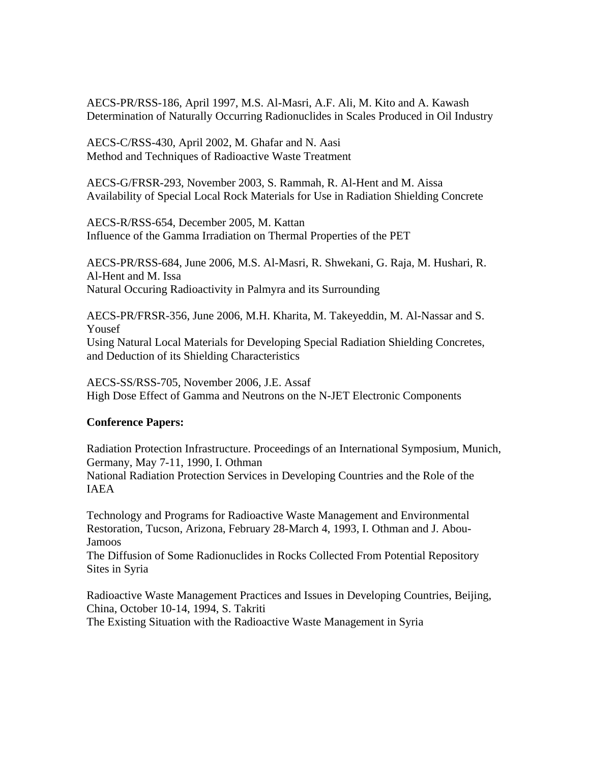AECS-PR/RSS-186, April 1997, M.S. Al-Masri, A.F. Ali, M. Kito and A. Kawash
Determination of Naturally Occurring Radionuclides in Scales Produced in Oil Industry

AECS-C/RSS-430, April 2002, M. Ghafar and N. Aasi
Method and Techniques of Radioactive Waste Treatment

AECS-G/FRSR-293, November 2003, S. Rammah, R. Al-Hent and M. Aissa
Availability of Special Local Rock Materials for Use in Radiation Shielding Concrete

AECS-R/RSS-654, December 2005, M. Kattan
Influence of the Gamma Irradiation on Thermal Properties of the PET

AECS-PR/RSS-684, June 2006, M.S. Al-Masri, R. Shwekani, G. Raja, M. Hushari, R. Al-Hent and M. Issa
Natural Occuring Radioactivity in Palmyra and its Surrounding

AECS-PR/FRSR-356, June 2006, M.H. Kharita, M. Takeyeddin, M. Al-Nassar and S. Yousef
Using Natural Local Materials for Developing Special Radiation Shielding Concretes, and Deduction of its Shielding Characteristics

AECS-SS/RSS-705, November 2006, J.E. Assaf
High Dose Effect of Gamma and Neutrons on the N-JET Electronic Components

**Conference Papers:**

Radiation Protection Infrastructure. Proceedings of an International Symposium, Munich, Germany, May 7-11, 1990, I. Othman
National Radiation Protection Services in Developing Countries and the Role of the IAEA

Technology and Programs for Radioactive Waste Management and Environmental Restoration, Tucson, Arizona, February 28-March 4, 1993, I. Othman and J. Abou-Jamoos
The Diffusion of Some Radionuclides in Rocks Collected From Potential Repository Sites in Syria

Radioactive Waste Management Practices and Issues in Developing Countries, Beijing, China, October 10-14, 1994, S. Takriti
The Existing Situation with the Radioactive Waste Management in Syria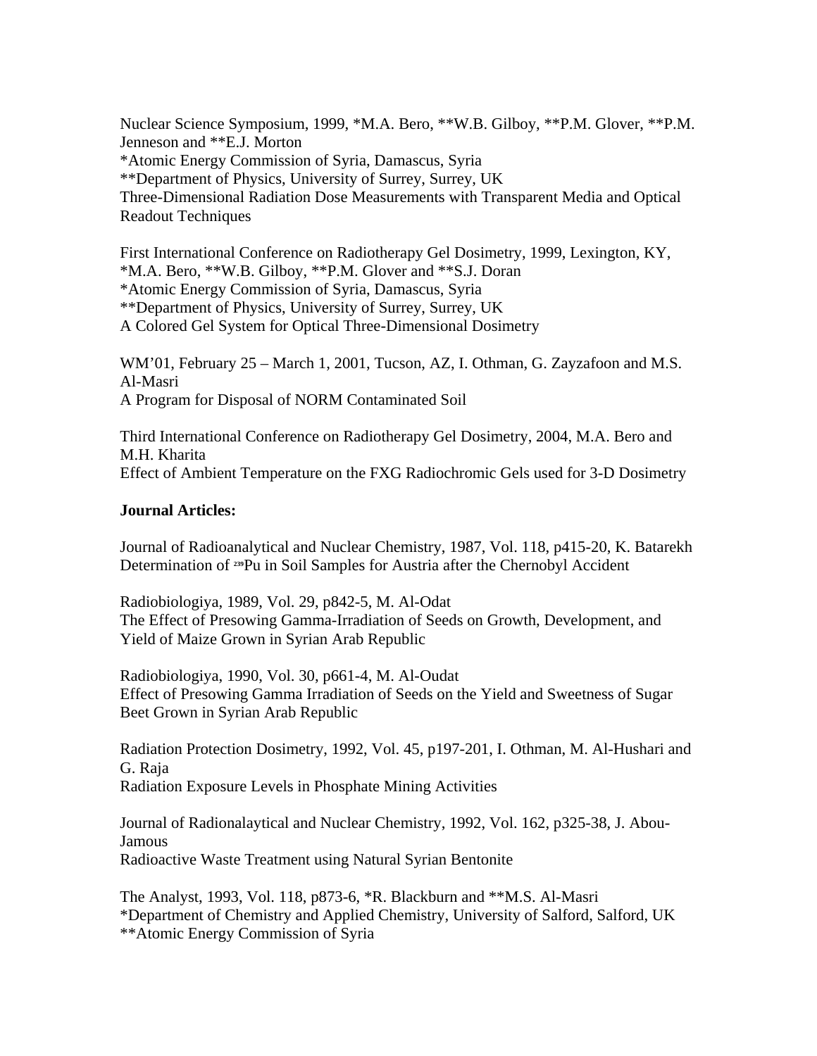Nuclear Science Symposium, 1999, *M.A. Bero, **W.B. Gilboy, **P.M. Glover, **P.M. Jenneson and **E.J. Morton
*Atomic Energy Commission of Syria, Damascus, Syria
**Department of Physics, University of Surrey, Surrey, UK
Three-Dimensional Radiation Dose Measurements with Transparent Media and Optical Readout Techniques

First International Conference on Radiotherapy Gel Dosimetry, 1999, Lexington, KY, *M.A. Bero, **W.B. Gilboy, **P.M. Glover and **S.J. Doran
*Atomic Energy Commission of Syria, Damascus, Syria
**Department of Physics, University of Surrey, Surrey, UK
A Colored Gel System for Optical Three-Dimensional Dosimetry

WM'01, February 25 – March 1, 2001, Tucson, AZ, I. Othman, G. Zayzafoon and M.S. Al-Masri
A Program for Disposal of NORM Contaminated Soil

Third International Conference on Radiotherapy Gel Dosimetry, 2004, M.A. Bero and M.H. Kharita
Effect of Ambient Temperature on the FXG Radiochromic Gels used for 3-D Dosimetry

**Journal Articles:**

Journal of Radioanalytical and Nuclear Chemistry, 1987, Vol. 118, p415-20, K. Batarekh
Determination of $^{239}$Pu in Soil Samples for Austria after the Chernobyl Accident

Radiobiologiya, 1989, Vol. 29, p842-5, M. Al-Odat
The Effect of Presowing Gamma-Irradiation of Seeds on Growth, Development, and Yield of Maize Grown in Syrian Arab Republic

Radiobiologiya, 1990, Vol. 30, p661-4, M. Al-Oudat
Effect of Presowing Gamma Irradiation of Seeds on the Yield and Sweetness of Sugar Beet Grown in Syrian Arab Republic

Radiation Protection Dosimetry, 1992, Vol. 45, p197-201, I. Othman, M. Al-Hushari and G. Raja
Radiation Exposure Levels in Phosphate Mining Activities

Journal of Radionalaytical and Nuclear Chemistry, 1992, Vol. 162, p325-38, J. Abou-Jamous
Radioactive Waste Treatment using Natural Syrian Bentonite

The Analyst, 1993, Vol. 118, p873-6, *R. Blackburn and **M.S. Al-Masri
*Department of Chemistry and Applied Chemistry, University of Salford, Salford, UK
**Atomic Energy Commission of Syria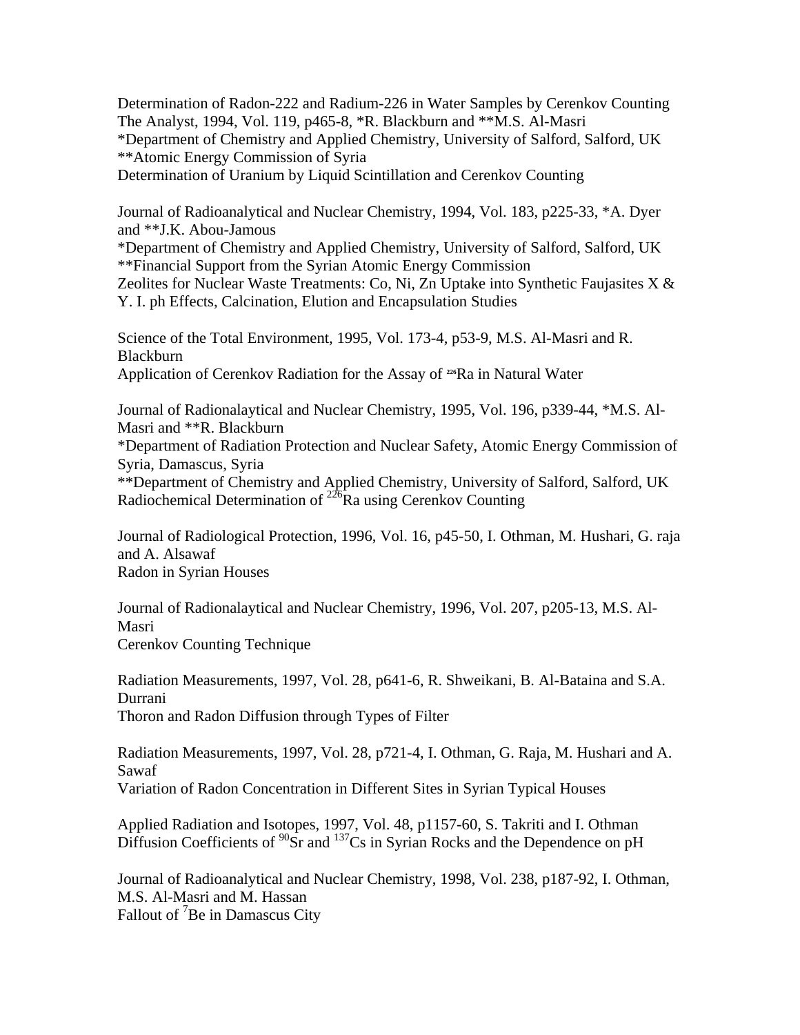Determination of Radon-222 and Radium-226 in Water Samples by Cerenkov Counting
The Analyst, 1994, Vol. 119, p465-8, *R. Blackburn and **M.S. Al-Masri
*Department of Chemistry and Applied Chemistry, University of Salford, Salford, UK
**Atomic Energy Commission of Syria
Determination of Uranium by Liquid Scintillation and Cerenkov Counting

Journal of Radioanalytical and Nuclear Chemistry, 1994, Vol. 183, p225-33, *A. Dyer and **J.K. Abou-Jamous
*Department of Chemistry and Applied Chemistry, University of Salford, Salford, UK
**Financial Support from the Syrian Atomic Energy Commission
Zeolites for Nuclear Waste Treatments: Co, Ni, Zn Uptake into Synthetic Faujasites X & Y. I. ph Effects, Calcination, Elution and Encapsulation Studies

Science of the Total Environment, 1995, Vol. 173-4, p53-9, M.S. Al-Masri and R. Blackburn
Application of Cerenkov Radiation for the Assay of $^{226}$Ra in Natural Water

Journal of Radionalaytical and Nuclear Chemistry, 1995, Vol. 196, p339-44, *M.S. Al-Masri and **R. Blackburn
*Department of Radiation Protection and Nuclear Safety, Atomic Energy Commission of Syria, Damascus, Syria
**Department of Chemistry and Applied Chemistry, University of Salford, Salford, UK
Radiochemical Determination of $^{226}$Ra using Cerenkov Counting

Journal of Radiological Protection, 1996, Vol. 16, p45-50, I. Othman, M. Hushari, G. raja and A. Alsawaf
Radon in Syrian Houses

Journal of Radionalaytical and Nuclear Chemistry, 1996, Vol. 207, p205-13, M.S. Al-Masri
Cerenkov Counting Technique

Radiation Measurements, 1997, Vol. 28, p641-6, R. Shweikani, B. Al-Bataina and S.A. Durrani
Thoron and Radon Diffusion through Types of Filter

Radiation Measurements, 1997, Vol. 28, p721-4, I. Othman, G. Raja, M. Hushari and A. Sawaf
Variation of Radon Concentration in Different Sites in Syrian Typical Houses

Applied Radiation and Isotopes, 1997, Vol. 48, p1157-60, S. Takriti and I. Othman
Diffusion Coefficients of $^{90}$Sr and $^{137}$Cs in Syrian Rocks and the Dependence on pH

Journal of Radioanalytical and Nuclear Chemistry, 1998, Vol. 238, p187-92, I. Othman, M.S. Al-Masri and M. Hassan
Fallout of $^{7}$Be in Damascus City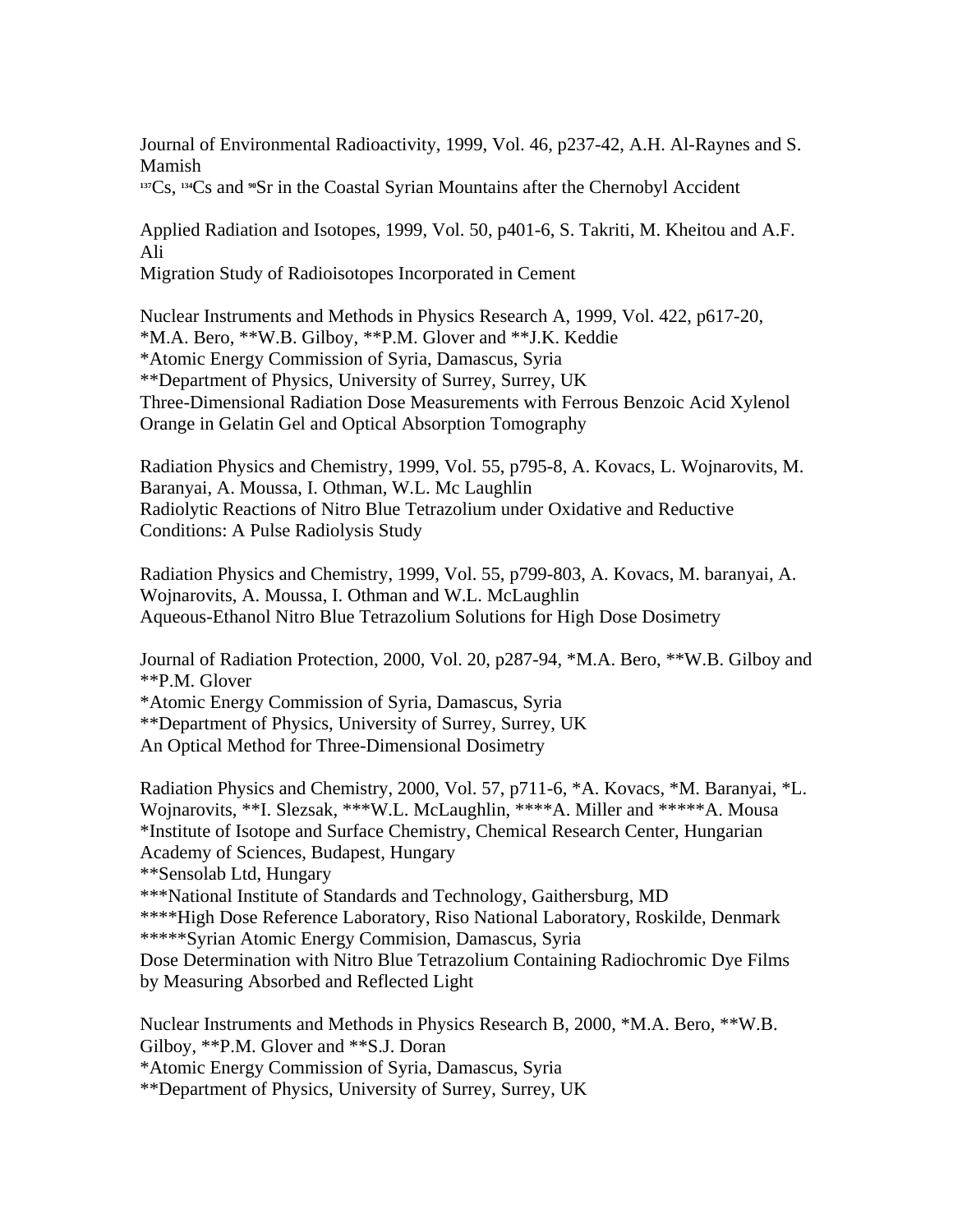Journal of Environmental Radioactivity, 1999, Vol. 46, p237-42, A.H. Al-Raynes and S. Mamish
$^{137}$Cs, $^{134}$Cs and $^{90}$Sr in the Coastal Syrian Mountains after the Chernobyl Accident

Applied Radiation and Isotopes, 1999, Vol. 50, p401-6, S. Takriti, M. Kheitou and A.F. Ali
Migration Study of Radioisotopes Incorporated in Cement

Nuclear Instruments and Methods in Physics Research A, 1999, Vol. 422, p617-20, *M.A. Bero, **W.B. Gilboy, **P.M. Glover and **J.K. Keddie
*Atomic Energy Commission of Syria, Damascus, Syria
**Department of Physics, University of Surrey, Surrey, UK
Three-Dimensional Radiation Dose Measurements with Ferrous Benzoic Acid Xylenol Orange in Gelatin Gel and Optical Absorption Tomography

Radiation Physics and Chemistry, 1999, Vol. 55, p795-8, A. Kovacs, L. Wojnarovits, M. Baranyai, A. Moussa, I. Othman, W.L. Mc Laughlin
Radiolytic Reactions of Nitro Blue Tetrazolium under Oxidative and Reductive Conditions: A Pulse Radiolysis Study

Radiation Physics and Chemistry, 1999, Vol. 55, p799-803, A. Kovacs, M. baranyai, A. Wojnarovits, A. Moussa, I. Othman and W.L. McLaughlin
Aqueous-Ethanol Nitro Blue Tetrazolium Solutions for High Dose Dosimetry

Journal of Radiation Protection, 2000, Vol. 20, p287-94, *M.A. Bero, **W.B. Gilboy and **P.M. Glover
*Atomic Energy Commission of Syria, Damascus, Syria
**Department of Physics, University of Surrey, Surrey, UK
An Optical Method for Three-Dimensional Dosimetry

Radiation Physics and Chemistry, 2000, Vol. 57, p711-6, *A. Kovacs, *M. Baranyai, *L. Wojnarovits, **I. Slezsak, ***W.L. McLaughlin, ****A. Miller and *****A. Mousa
*Institute of Isotope and Surface Chemistry, Chemical Research Center, Hungarian Academy of Sciences, Budapest, Hungary
**Sensolab Ltd, Hungary
***National Institute of Standards and Technology, Gaithersburg, MD
****High Dose Reference Laboratory, Riso National Laboratory, Roskilde, Denmark
*****Syrian Atomic Energy Commision, Damascus, Syria
Dose Determination with Nitro Blue Tetrazolium Containing Radiochromic Dye Films by Measuring Absorbed and Reflected Light

Nuclear Instruments and Methods in Physics Research B, 2000, *M.A. Bero, **W.B. Gilboy, **P.M. Glover and **S.J. Doran
*Atomic Energy Commission of Syria, Damascus, Syria
**Department of Physics, University of Surrey, Surrey, UK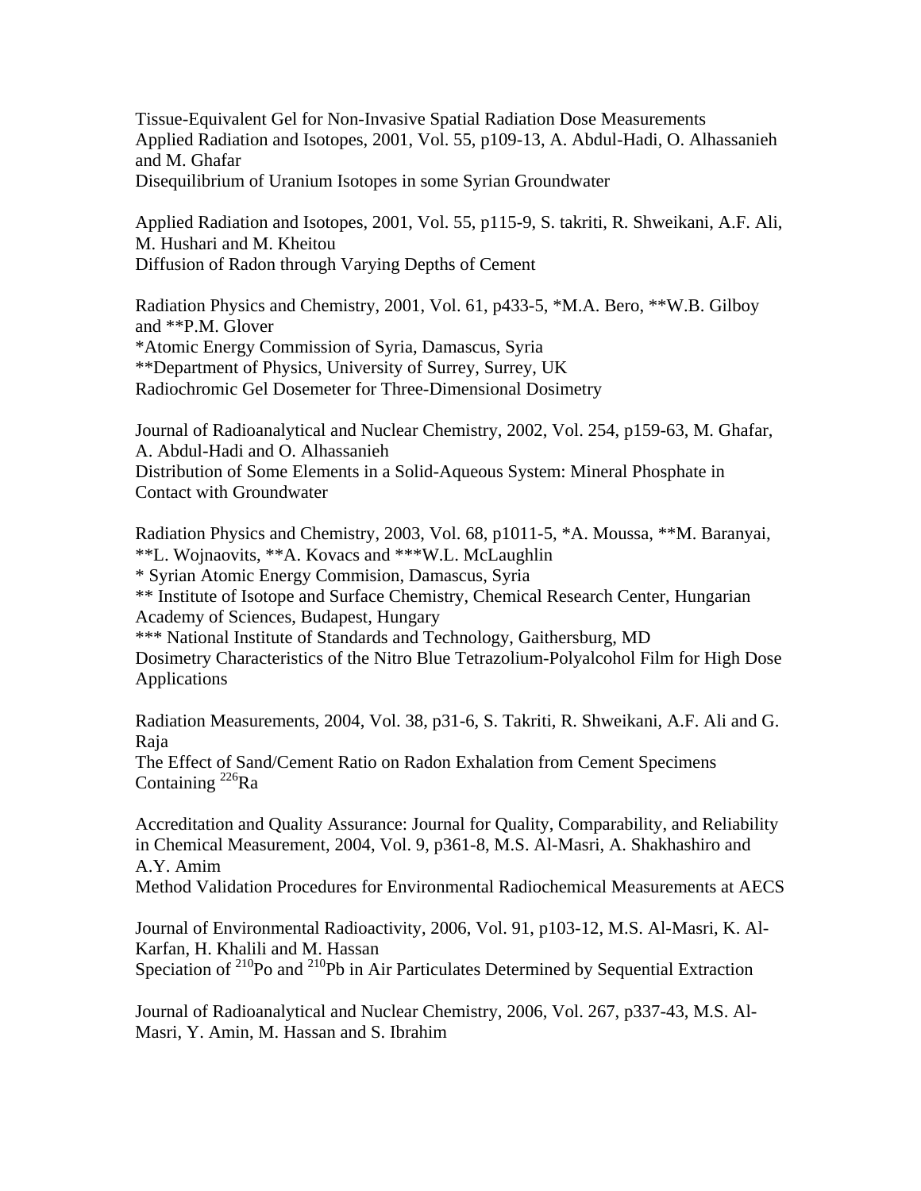Tissue-Equivalent Gel for Non-Invasive Spatial Radiation Dose Measurements
Applied Radiation and Isotopes, 2001, Vol. 55, p109-13, A. Abdul-Hadi, O. Alhassanieh and M. Ghafar
Disequilibrium of Uranium Isotopes in some Syrian Groundwater

Applied Radiation and Isotopes, 2001, Vol. 55, p115-9, S. takriti, R. Shweikani, A.F. Ali, M. Hushari and M. Kheitou
Diffusion of Radon through Varying Depths of Cement

Radiation Physics and Chemistry, 2001, Vol. 61, p433-5, *M.A. Bero, **W.B. Gilboy and **P.M. Glover
*Atomic Energy Commission of Syria, Damascus, Syria
**Department of Physics, University of Surrey, Surrey, UK
Radiochromic Gel Dosemeter for Three-Dimensional Dosimetry

Journal of Radioanalytical and Nuclear Chemistry, 2002, Vol. 254, p159-63, M. Ghafar, A. Abdul-Hadi and O. Alhassanieh
Distribution of Some Elements in a Solid-Aqueous System: Mineral Phosphate in Contact with Groundwater

Radiation Physics and Chemistry, 2003, Vol. 68, p1011-5, *A. Moussa, **M. Baranyai, **L. Wojnaovits, **A. Kovacs and ***W.L. McLaughlin
* Syrian Atomic Energy Commision, Damascus, Syria
** Institute of Isotope and Surface Chemistry, Chemical Research Center, Hungarian Academy of Sciences, Budapest, Hungary
*** National Institute of Standards and Technology, Gaithersburg, MD
Dosimetry Characteristics of the Nitro Blue Tetrazolium-Polyalcohol Film for High Dose Applications

Radiation Measurements, 2004, Vol. 38, p31-6, S. Takriti, R. Shweikani, A.F. Ali and G. Raja
The Effect of Sand/Cement Ratio on Radon Exhalation from Cement Specimens Containing $^{226}Ra$

Accreditation and Quality Assurance: Journal for Quality, Comparability, and Reliability in Chemical Measurement, 2004, Vol. 9, p361-8, M.S. Al-Masri, A. Shakhashiro and A.Y. Amim
Method Validation Procedures for Environmental Radiochemical Measurements at AECS

Journal of Environmental Radioactivity, 2006, Vol. 91, p103-12, M.S. Al-Masri, K. Al-Karfan, H. Khalili and M. Hassan
Speciation of $^{210}Po$ and $^{210}Pb$ in Air Particulates Determined by Sequential Extraction

Journal of Radioanalytical and Nuclear Chemistry, 2006, Vol. 267, p337-43, M.S. Al-Masri, Y. Amin, M. Hassan and S. Ibrahim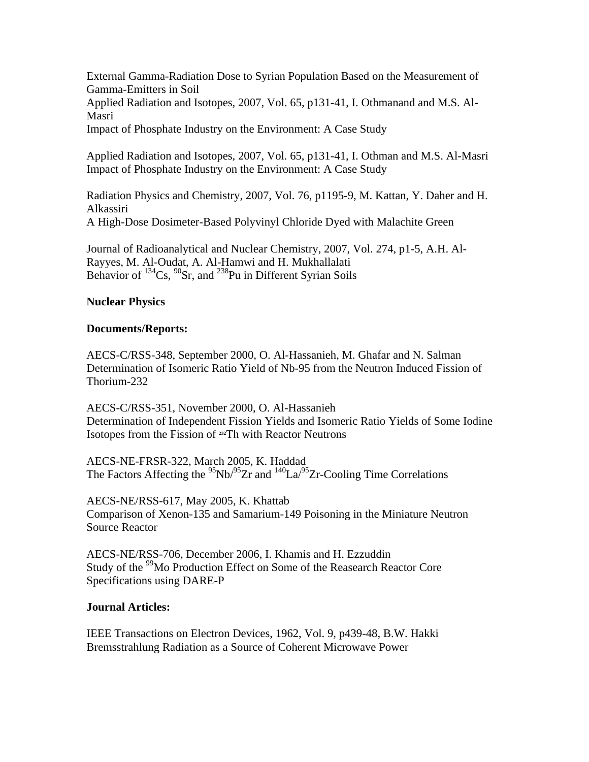External Gamma-Radiation Dose to Syrian Population Based on the Measurement of Gamma-Emitters in Soil
Applied Radiation and Isotopes, 2007, Vol. 65, p131-41, I. Othmanand and M.S. Al-Masri
Impact of Phosphate Industry on the Environment: A Case Study

Applied Radiation and Isotopes, 2007, Vol. 65, p131-41, I. Othman and M.S. Al-Masri
Impact of Phosphate Industry on the Environment: A Case Study

Radiation Physics and Chemistry, 2007, Vol. 76, p1195-9, M. Kattan, Y. Daher and H. Alkassiri
A High-Dose Dosimeter-Based Polyvinyl Chloride Dyed with Malachite Green

Journal of Radioanalytical and Nuclear Chemistry, 2007, Vol. 274, p1-5, A.H. Al-Rayyes, M. Al-Oudat, A. Al-Hamwi and H. Mukhallalati
Behavior of $^{134}$Cs, $^{90}$Sr, and $^{238}$Pu in Different Syrian Soils

**Nuclear Physics**

**Documents/Reports:**

AECS-C/RSS-348, September 2000, O. Al-Hassanieh, M. Ghafar and N. Salman
Determination of Isomeric Ratio Yield of Nb-95 from the Neutron Induced Fission of Thorium-232

AECS-C/RSS-351, November 2000, O. Al-Hassanieh
Determination of Independent Fission Yields and Isomeric Ratio Yields of Some Iodine Isotopes from the Fission of $^{232}$Th with Reactor Neutrons

AECS-NE-FRSR-322, March 2005, K. Haddad
The Factors Affecting the $^{95}$Nb/$^{95}$Zr and $^{140}$La/$^{95}$Zr-Cooling Time Correlations

AECS-NE/RSS-617, May 2005, K. Khattab
Comparison of Xenon-135 and Samarium-149 Poisoning in the Miniature Neutron Source Reactor

AECS-NE/RSS-706, December 2006, I. Khamis and H. Ezzuddin
Study of the $^{99}$Mo Production Effect on Some of the Reasearch Reactor Core Specifications using DARE-P

**Journal Articles:**

IEEE Transactions on Electron Devices, 1962, Vol. 9, p439-48, B.W. Hakki
Bremsstrahlung Radiation as a Source of Coherent Microwave Power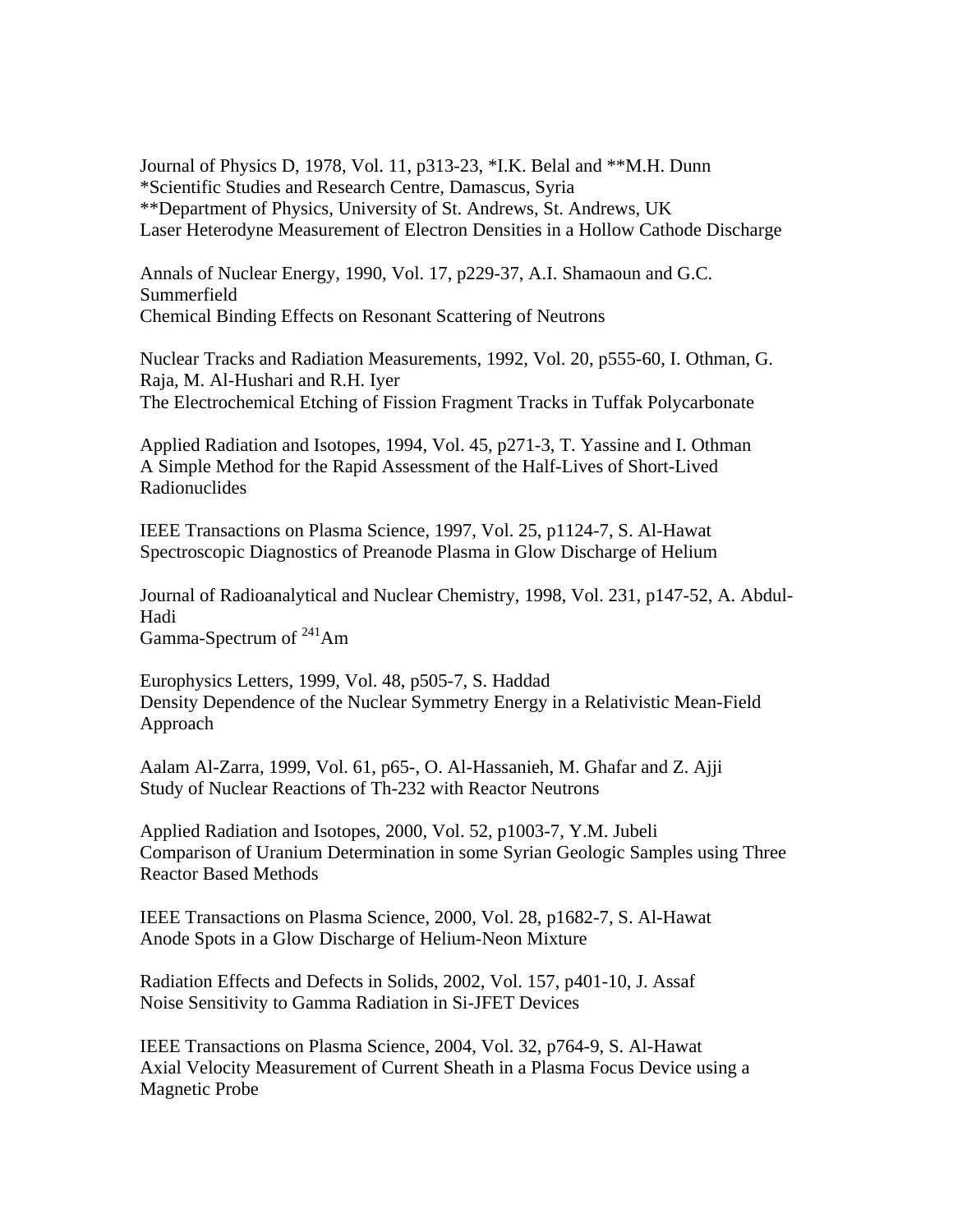Journal of Physics D, 1978, Vol. 11, p313-23, *I.K. Belal and **M.H. Dunn
*Scientific Studies and Research Centre, Damascus, Syria
**Department of Physics, University of St. Andrews, St. Andrews, UK
Laser Heterodyne Measurement of Electron Densities in a Hollow Cathode Discharge

Annals of Nuclear Energy, 1990, Vol. 17, p229-37, A.I. Shamaoun and G.C. Summerfield
Chemical Binding Effects on Resonant Scattering of Neutrons

Nuclear Tracks and Radiation Measurements, 1992, Vol. 20, p555-60, I. Othman, G. Raja, M. Al-Hushari and R.H. Iyer
The Electrochemical Etching of Fission Fragment Tracks in Tuffak Polycarbonate

Applied Radiation and Isotopes, 1994, Vol. 45, p271-3, T. Yassine and I. Othman
A Simple Method for the Rapid Assessment of the Half-Lives of Short-Lived Radionuclides

IEEE Transactions on Plasma Science, 1997, Vol. 25, p1124-7, S. Al-Hawat
Spectroscopic Diagnostics of Preanode Plasma in Glow Discharge of Helium

Journal of Radioanalytical and Nuclear Chemistry, 1998, Vol. 231, p147-52, A. Abdul-Hadi
Gamma-Spectrum of $^{241}$Am

Europhysics Letters, 1999, Vol. 48, p505-7, S. Haddad
Density Dependence of the Nuclear Symmetry Energy in a Relativistic Mean-Field Approach

Aalam Al-Zarra, 1999, Vol. 61, p65-, O. Al-Hassanieh, M. Ghafar and Z. Ajji
Study of Nuclear Reactions of Th-232 with Reactor Neutrons

Applied Radiation and Isotopes, 2000, Vol. 52, p1003-7, Y.M. Jubeli
Comparison of Uranium Determination in some Syrian Geologic Samples using Three Reactor Based Methods

IEEE Transactions on Plasma Science, 2000, Vol. 28, p1682-7, S. Al-Hawat
Anode Spots in a Glow Discharge of Helium-Neon Mixture

Radiation Effects and Defects in Solids, 2002, Vol. 157, p401-10, J. Assaf
Noise Sensitivity to Gamma Radiation in Si-JFET Devices

IEEE Transactions on Plasma Science, 2004, Vol. 32, p764-9, S. Al-Hawat
Axial Velocity Measurement of Current Sheath in a Plasma Focus Device using a Magnetic Probe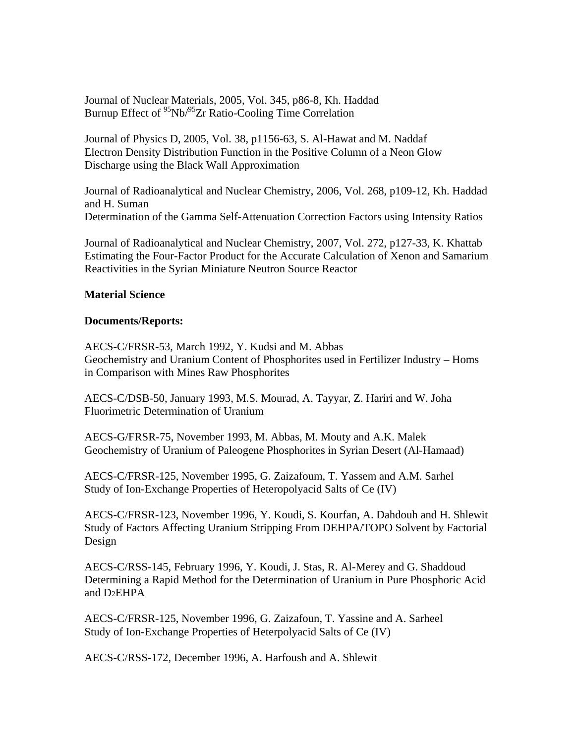Journal of Nuclear Materials, 2005, Vol. 345, p86-8, Kh. Haddad
Burnup Effect of $^{95}Nb/^{95}Zr$ Ratio-Cooling Time Correlation

Journal of Physics D, 2005, Vol. 38, p1156-63, S. Al-Hawat and M. Naddaf
Electron Density Distribution Function in the Positive Column of a Neon Glow Discharge using the Black Wall Approximation

Journal of Radioanalytical and Nuclear Chemistry, 2006, Vol. 268, p109-12, Kh. Haddad and H. Suman
Determination of the Gamma Self-Attenuation Correction Factors using Intensity Ratios

Journal of Radioanalytical and Nuclear Chemistry, 2007, Vol. 272, p127-33, K. Khattab
Estimating the Four-Factor Product for the Accurate Calculation of Xenon and Samarium Reactivities in the Syrian Miniature Neutron Source Reactor

**Material Science**

**Documents/Reports:**

AECS-C/FRSR-53, March 1992, Y. Kudsi and M. Abbas
Geochemistry and Uranium Content of Phosphorites used in Fertilizer Industry – Homs in Comparison with Mines Raw Phosphorites

AECS-C/DSB-50, January 1993, M.S. Mourad, A. Tayyar, Z. Hariri and W. Joha
Fluorimetric Determination of Uranium

AECS-G/FRSR-75, November 1993, M. Abbas, M. Mouty and A.K. Malek
Geochemistry of Uranium of Paleogene Phosphorites in Syrian Desert (Al-Hamaad)

AECS-C/FRSR-125, November 1995, G. Zaizafoum, T. Yassem and A.M. Sarhel
Study of Ion-Exchange Properties of Heteropolyacid Salts of Ce (IV)

AECS-C/FRSR-123, November 1996, Y. Koudi, S. Kourfan, A. Dahdouh and H. Shlewit
Study of Factors Affecting Uranium Stripping From DEHPA/TOPO Solvent by Factorial Design

AECS-C/RSS-145, February 1996, Y. Koudi, J. Stas, R. Al-Merey and G. Shaddoud
Determining a Rapid Method for the Determination of Uranium in Pure Phosphoric Acid and $D_2EHPA$

AECS-C/FRSR-125, November 1996, G. Zaizafoun, T. Yassine and A. Sarheel
Study of Ion-Exchange Properties of Heterpolyacid Salts of Ce (IV)

AECS-C/RSS-172, December 1996, A. Harfoush and A. Shlewit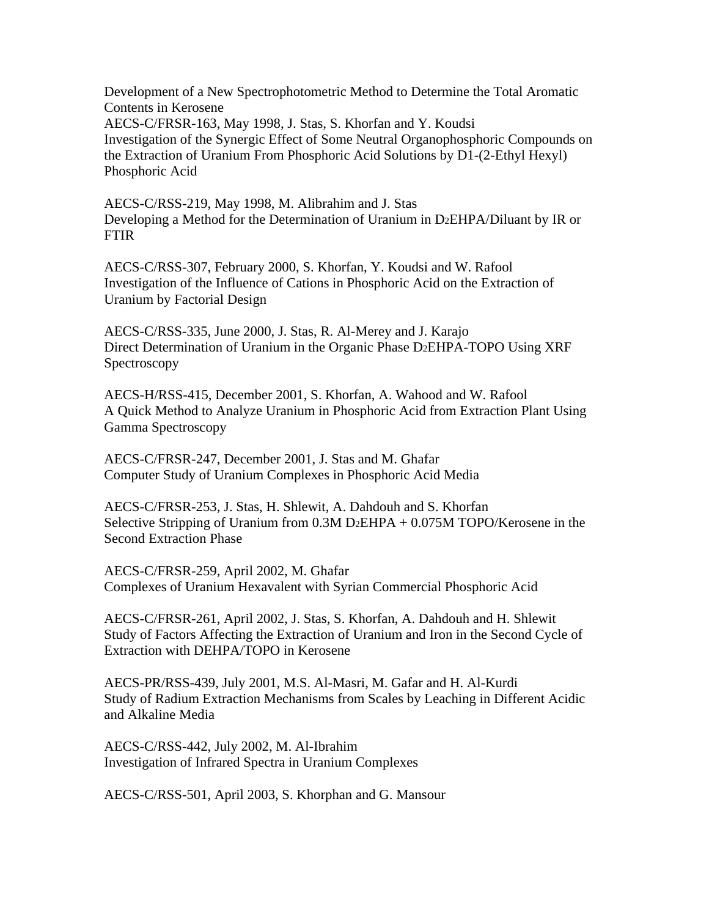Development of a New Spectrophotometric Method to Determine the Total Aromatic Contents in Kerosene

AECS-C/FRSR-163, May 1998, J. Stas, S. Khorfan and Y. Koudsi
Investigation of the Synergic Effect of Some Neutral Organophosphoric Compounds on the Extraction of Uranium From Phosphoric Acid Solutions by D1-(2-Ethyl Hexyl) Phosphoric Acid

AECS-C/RSS-219, May 1998, M. Alibrahim and J. Stas
Developing a Method for the Determination of Uranium in $D_2$EHPA/Diluant by IR or FTIR

AECS-C/RSS-307, February 2000, S. Khorfan, Y. Koudsi and W. Rafool
Investigation of the Influence of Cations in Phosphoric Acid on the Extraction of Uranium by Factorial Design

AECS-C/RSS-335, June 2000, J. Stas, R. Al-Merey and J. Karajo
Direct Determination of Uranium in the Organic Phase $D_2$EHPA-TOPO Using XRF Spectroscopy

AECS-H/RSS-415, December 2001, S. Khorfan, A. Wahood and W. Rafool
A Quick Method to Analyze Uranium in Phosphoric Acid from Extraction Plant Using Gamma Spectroscopy

AECS-C/FRSR-247, December 2001, J. Stas and M. Ghafar
Computer Study of Uranium Complexes in Phosphoric Acid Media

AECS-C/FRSR-253, J. Stas, H. Shlewit, A. Dahdouh and S. Khorfan
Selective Stripping of Uranium from 0.3M $D_2$EHPA + 0.075M TOPO/Kerosene in the Second Extraction Phase

AECS-C/FRSR-259, April 2002, M. Ghafar
Complexes of Uranium Hexavalent with Syrian Commercial Phosphoric Acid

AECS-C/FRSR-261, April 2002, J. Stas, S. Khorfan, A. Dahdouh and H. Shlewit
Study of Factors Affecting the Extraction of Uranium and Iron in the Second Cycle of Extraction with DEHPA/TOPO in Kerosene

AECS-PR/RSS-439, July 2001, M.S. Al-Masri, M. Gafar and H. Al-Kurdi
Study of Radium Extraction Mechanisms from Scales by Leaching in Different Acidic and Alkaline Media

AECS-C/RSS-442, July 2002, M. Al-Ibrahim
Investigation of Infrared Spectra in Uranium Complexes

AECS-C/RSS-501, April 2003, S. Khorphan and G. Mansour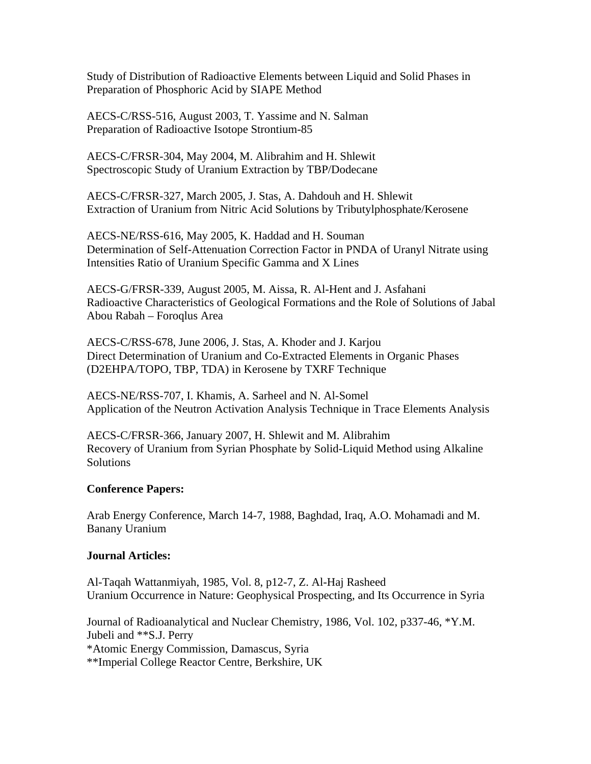Study of Distribution of Radioactive Elements between Liquid and Solid Phases in Preparation of Phosphoric Acid by SIAPE Method

AECS-C/RSS-516, August 2003, T. Yassime and N. Salman
Preparation of Radioactive Isotope Strontium-85

AECS-C/FRSR-304, May 2004, M. Alibrahim and H. Shlewit
Spectroscopic Study of Uranium Extraction by TBP/Dodecane

AECS-C/FRSR-327, March 2005, J. Stas, A. Dahdouh and H. Shlewit
Extraction of Uranium from Nitric Acid Solutions by Tributylphosphate/Kerosene

AECS-NE/RSS-616, May 2005, K. Haddad and H. Souman
Determination of Self-Attenuation Correction Factor in PNDA of Uranyl Nitrate using Intensities Ratio of Uranium Specific Gamma and X Lines

AECS-G/FRSR-339, August 2005, M. Aissa, R. Al-Hent and J. Asfahani
Radioactive Characteristics of Geological Formations and the Role of Solutions of Jabal Abou Rabah – Foroqlus Area

AECS-C/RSS-678, June 2006, J. Stas, A. Khoder and J. Karjou
Direct Determination of Uranium and Co-Extracted Elements in Organic Phases (D2EHPA/TOPO, TBP, TDA) in Kerosene by TXRF Technique

AECS-NE/RSS-707, I. Khamis, A. Sarheel and N. Al-Somel
Application of the Neutron Activation Analysis Technique in Trace Elements Analysis

AECS-C/FRSR-366, January 2007, H. Shlewit and M. Alibrahim
Recovery of Uranium from Syrian Phosphate by Solid-Liquid Method using Alkaline Solutions

**Conference Papers:**

Arab Energy Conference, March 14-7, 1988, Baghdad, Iraq, A.O. Mohamadi and M. Banany Uranium

**Journal Articles:**

Al-Taqah Wattanmiyah, 1985, Vol. 8, p12-7, Z. Al-Haj Rasheed
Uranium Occurrence in Nature: Geophysical Prospecting, and Its Occurrence in Syria

Journal of Radioanalytical and Nuclear Chemistry, 1986, Vol. 102, p337-46, *Y.M. Jubeli and **S.J. Perry
*Atomic Energy Commission, Damascus, Syria
**Imperial College Reactor Centre, Berkshire, UK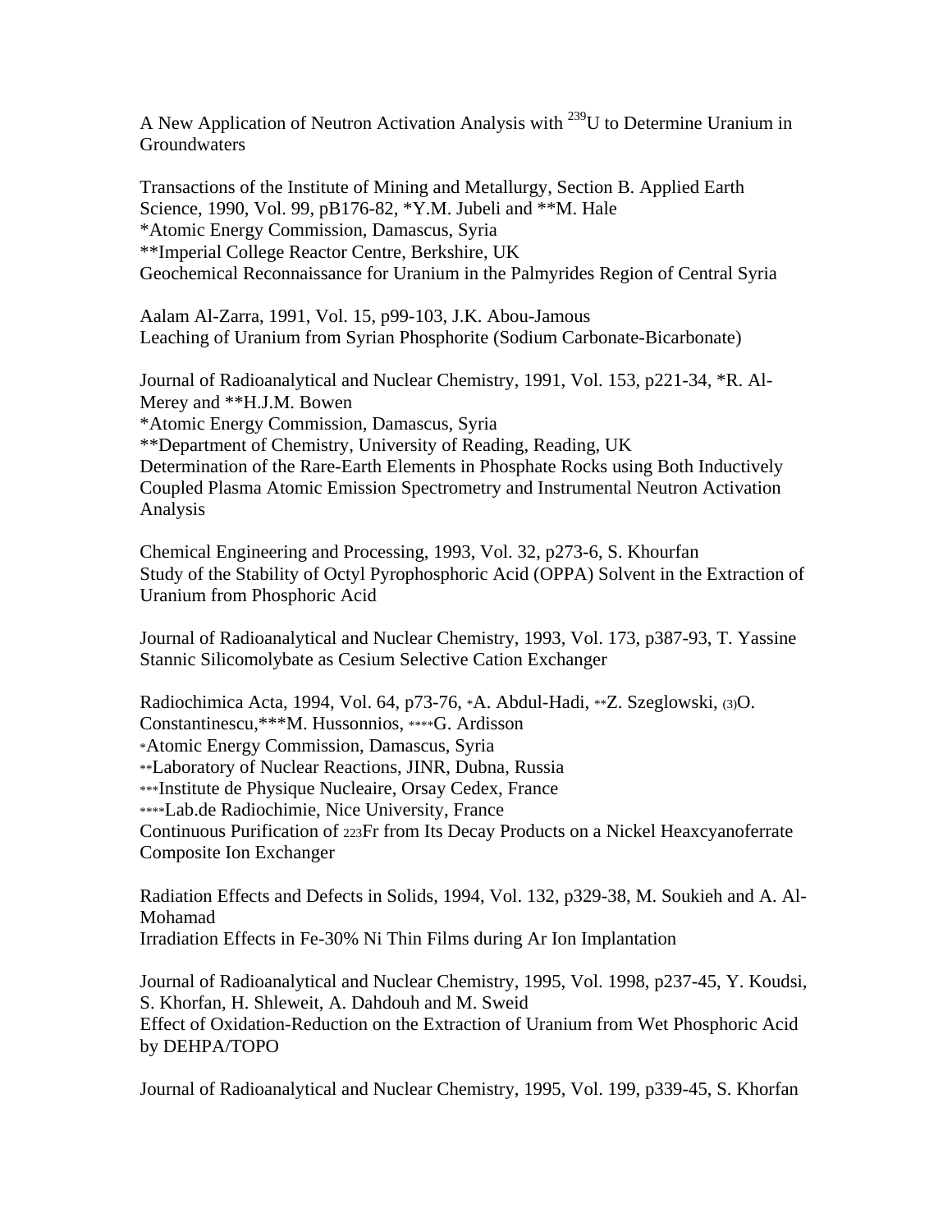A New Application of Neutron Activation Analysis with $^{239}U$ to Determine Uranium in Groundwaters

Transactions of the Institute of Mining and Metallurgy, Section B. Applied Earth Science, 1990, Vol. 99, pB176-82, *Y.M. Jubeli and **M. Hale
*Atomic Energy Commission, Damascus, Syria
**Imperial College Reactor Centre, Berkshire, UK
Geochemical Reconnaissance for Uranium in the Palmyrides Region of Central Syria

Aalam Al-Zarra, 1991, Vol. 15, p99-103, J.K. Abou-Jamous
Leaching of Uranium from Syrian Phosphorite (Sodium Carbonate-Bicarbonate)

Journal of Radioanalytical and Nuclear Chemistry, 1991, Vol. 153, p221-34, *R. Al-Merey and **H.J.M. Bowen
*Atomic Energy Commission, Damascus, Syria
**Department of Chemistry, University of Reading, Reading, UK
Determination of the Rare-Earth Elements in Phosphate Rocks using Both Inductively Coupled Plasma Atomic Emission Spectrometry and Instrumental Neutron Activation Analysis

Chemical Engineering and Processing, 1993, Vol. 32, p273-6, S. Khourfan
Study of the Stability of Octyl Pyrophosphoric Acid (OPPA) Solvent in the Extraction of Uranium from Phosphoric Acid

Journal of Radioanalytical and Nuclear Chemistry, 1993, Vol. 173, p387-93, T. Yassine
Stannic Silicomolybate as Cesium Selective Cation Exchanger

Radiochimica Acta, 1994, Vol. 64, p73-76, *A. Abdul-Hadi, **Z. Szeglowski, (3)O. Constantinescu,***M. Hussonnios, ****G. Ardisson
*Atomic Energy Commission, Damascus, Syria
**Laboratory of Nuclear Reactions, JINR, Dubna, Russia
***Institute de Physique Nucleaire, Orsay Cedex, France
****Lab.de Radiochimie, Nice University, France
Continuous Purification of $^{223}Fr$ from Its Decay Products on a Nickel Heaxcyanoferrate Composite Ion Exchanger

Radiation Effects and Defects in Solids, 1994, Vol. 132, p329-38, M. Soukieh and A. Al-Mohamad
Irradiation Effects in Fe-30% Ni Thin Films during Ar Ion Implantation

Journal of Radioanalytical and Nuclear Chemistry, 1995, Vol. 1998, p237-45, Y. Koudsi, S. Khorfan, H. Shleweit, A. Dahdouh and M. Sweid
Effect of Oxidation-Reduction on the Extraction of Uranium from Wet Phosphoric Acid by DEHPA/TOPO

Journal of Radioanalytical and Nuclear Chemistry, 1995, Vol. 199, p339-45, S. Khorfan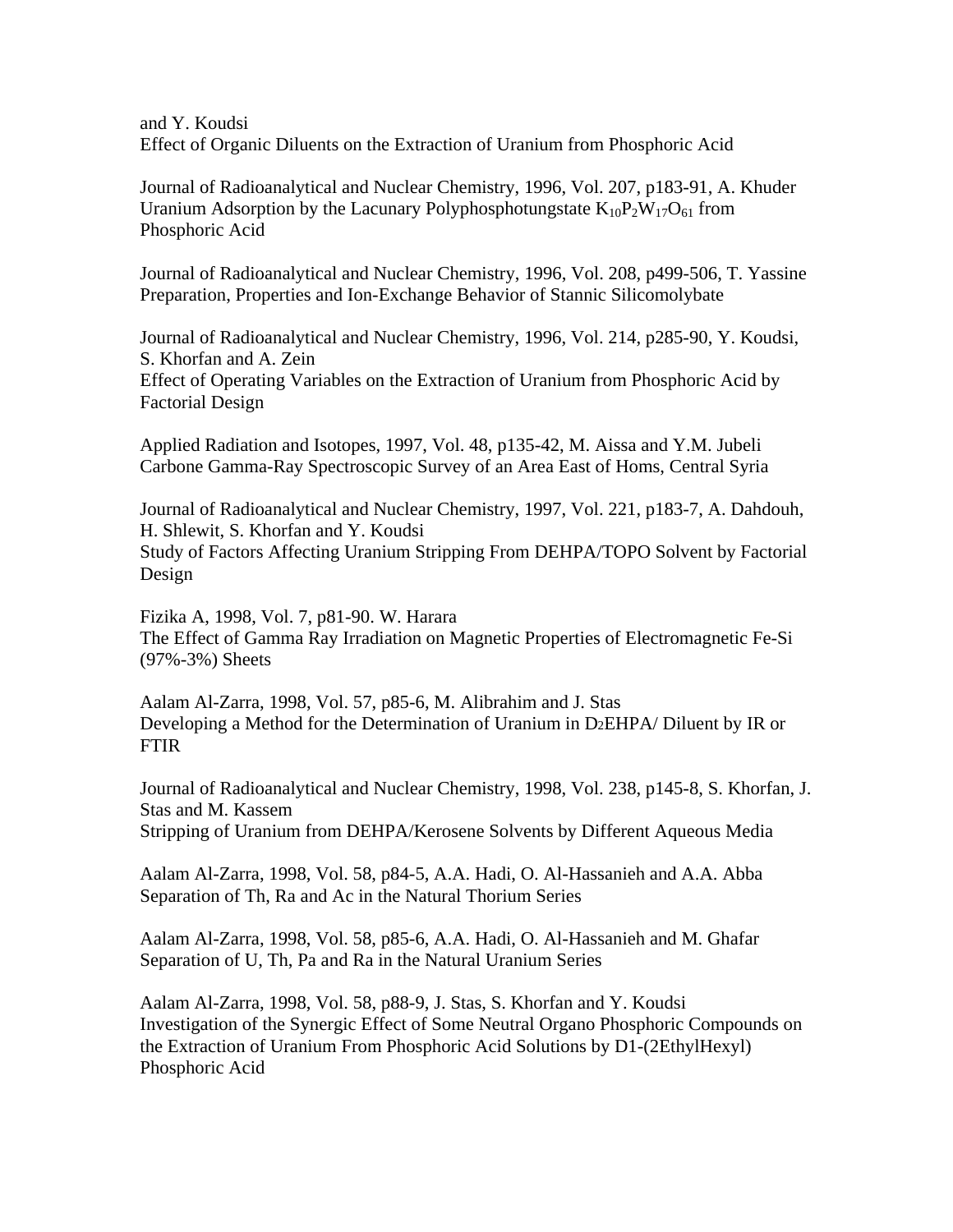and Y. Koudsi
Effect of Organic Diluents on the Extraction of Uranium from Phosphoric Acid

Journal of Radioanalytical and Nuclear Chemistry, 1996, Vol. 207, p183-91, A. Khuder
Uranium Adsorption by the Lacunary Polyphosphotungstate $K_{10}P_2W_{17}O_{61}$ from Phosphoric Acid

Journal of Radioanalytical and Nuclear Chemistry, 1996, Vol. 208, p499-506, T. Yassine
Preparation, Properties and Ion-Exchange Behavior of Stannic Silicomolybate

Journal of Radioanalytical and Nuclear Chemistry, 1996, Vol. 214, p285-90, Y. Koudsi, S. Khorfan and A. Zein
Effect of Operating Variables on the Extraction of Uranium from Phosphoric Acid by Factorial Design

Applied Radiation and Isotopes, 1997, Vol. 48, p135-42, M. Aissa and Y.M. Jubeli
Carbone Gamma-Ray Spectroscopic Survey of an Area East of Homs, Central Syria

Journal of Radioanalytical and Nuclear Chemistry, 1997, Vol. 221, p183-7, A. Dahdouh, H. Shlewit, S. Khorfan and Y. Koudsi
Study of Factors Affecting Uranium Stripping From DEHPA/TOPO Solvent by Factorial Design

Fizika A, 1998, Vol. 7, p81-90. W. Harara
The Effect of Gamma Ray Irradiation on Magnetic Properties of Electromagnetic Fe-Si (97%-3%) Sheets

Aalam Al-Zarra, 1998, Vol. 57, p85-6, M. Alibrahim and J. Stas
Developing a Method for the Determination of Uranium in $D_2$EHPA/ Diluent by IR or FTIR

Journal of Radioanalytical and Nuclear Chemistry, 1998, Vol. 238, p145-8, S. Khorfan, J. Stas and M. Kassem
Stripping of Uranium from DEHPA/Kerosene Solvents by Different Aqueous Media

Aalam Al-Zarra, 1998, Vol. 58, p84-5, A.A. Hadi, O. Al-Hassanieh and A.A. Abba
Separation of Th, Ra and Ac in the Natural Thorium Series

Aalam Al-Zarra, 1998, Vol. 58, p85-6, A.A. Hadi, O. Al-Hassanieh and M. Ghafar
Separation of U, Th, Pa and Ra in the Natural Uranium Series

Aalam Al-Zarra, 1998, Vol. 58, p88-9, J. Stas, S. Khorfan and Y. Koudsi
Investigation of the Synergic Effect of Some Neutral Organo Phosphoric Compounds on the Extraction of Uranium From Phosphoric Acid Solutions by D1-(2EthylHexyl) Phosphoric Acid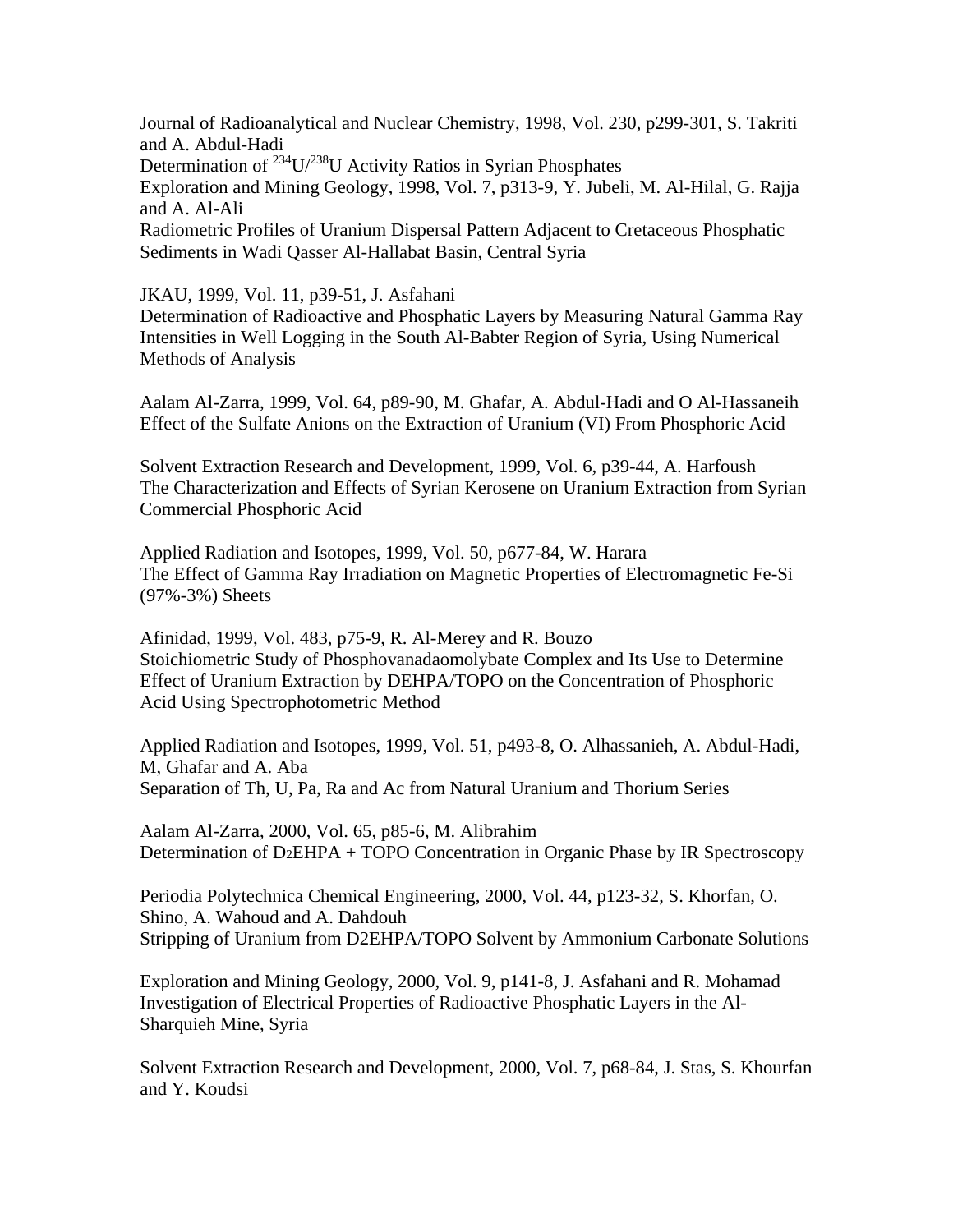Journal of Radioanalytical and Nuclear Chemistry, 1998, Vol. 230, p299-301, S. Takriti and A. Abdul-Hadi
Determination of $^{234}U/^{238}U$ Activity Ratios in Syrian Phosphates
Exploration and Mining Geology, 1998, Vol. 7, p313-9, Y. Jubeli, M. Al-Hilal, G. Rajja and A. Al-Ali
Radiometric Profiles of Uranium Dispersal Pattern Adjacent to Cretaceous Phosphatic Sediments in Wadi Qasser Al-Hallabat Basin, Central Syria

JKAU, 1999, Vol. 11, p39-51, J. Asfahani
Determination of Radioactive and Phosphatic Layers by Measuring Natural Gamma Ray Intensities in Well Logging in the South Al-Babter Region of Syria, Using Numerical Methods of Analysis

Aalam Al-Zarra, 1999, Vol. 64, p89-90, M. Ghafar, A. Abdul-Hadi and O Al-Hassaneih
Effect of the Sulfate Anions on the Extraction of Uranium (VI) From Phosphoric Acid

Solvent Extraction Research and Development, 1999, Vol. 6, p39-44, A. Harfoush
The Characterization and Effects of Syrian Kerosene on Uranium Extraction from Syrian Commercial Phosphoric Acid

Applied Radiation and Isotopes, 1999, Vol. 50, p677-84, W. Harara
The Effect of Gamma Ray Irradiation on Magnetic Properties of Electromagnetic Fe-Si (97%-3%) Sheets

Afinidad, 1999, Vol. 483, p75-9, R. Al-Merey and R. Bouzo
Stoichiometric Study of Phosphovanadaomolybate Complex and Its Use to Determine Effect of Uranium Extraction by DEHPA/TOPO on the Concentration of Phosphoric Acid Using Spectrophotometric Method

Applied Radiation and Isotopes, 1999, Vol. 51, p493-8, O. Alhassanieh, A. Abdul-Hadi, M, Ghafar and A. Aba
Separation of Th, U, Pa, Ra and Ac from Natural Uranium and Thorium Series

Aalam Al-Zarra, 2000, Vol. 65, p85-6, M. Alibrahim
Determination of $D_2$EHPA + TOPO Concentration in Organic Phase by IR Spectroscopy

Periodia Polytechnica Chemical Engineering, 2000, Vol. 44, p123-32, S. Khorfan, O. Shino, A. Wahoud and A. Dahdouh
Stripping of Uranium from D2EHPA/TOPO Solvent by Ammonium Carbonate Solutions

Exploration and Mining Geology, 2000, Vol. 9, p141-8, J. Asfahani and R. Mohamad
Investigation of Electrical Properties of Radioactive Phosphatic Layers in the Al-Sharquieh Mine, Syria

Solvent Extraction Research and Development, 2000, Vol. 7, p68-84, J. Stas, S. Khourfan and Y. Koudsi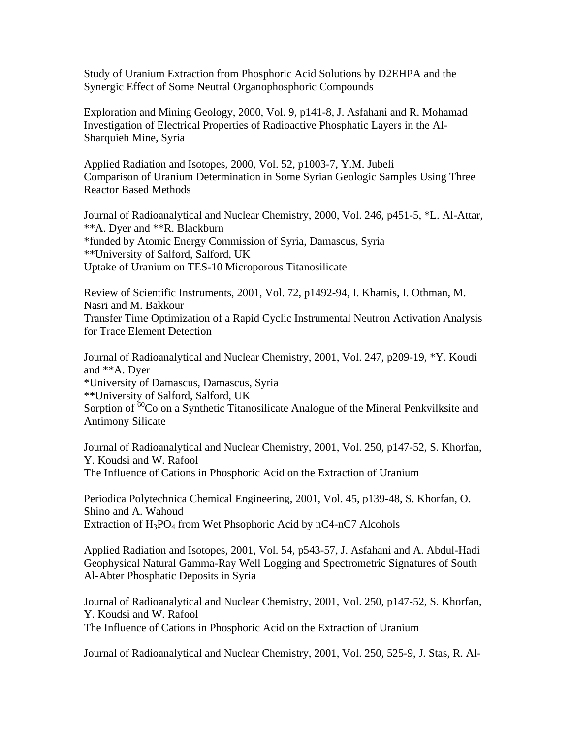Study of Uranium Extraction from Phosphoric Acid Solutions by D2EHPA and the Synergic Effect of Some Neutral Organophosphoric Compounds

Exploration and Mining Geology, 2000, Vol. 9, p141-8, J. Asfahani and R. Mohamad
Investigation of Electrical Properties of Radioactive Phosphatic Layers in the Al-Sharquieh Mine, Syria

Applied Radiation and Isotopes, 2000, Vol. 52, p1003-7, Y.M. Jubeli
Comparison of Uranium Determination in Some Syrian Geologic Samples Using Three Reactor Based Methods

Journal of Radioanalytical and Nuclear Chemistry, 2000, Vol. 246, p451-5, *L. Al-Attar, **A. Dyer and **R. Blackburn
*funded by Atomic Energy Commission of Syria, Damascus, Syria
**University of Salford, Salford, UK
Uptake of Uranium on TES-10 Microporous Titanosilicate

Review of Scientific Instruments, 2001, Vol. 72, p1492-94, I. Khamis, I. Othman, M. Nasri and M. Bakkour
Transfer Time Optimization of a Rapid Cyclic Instrumental Neutron Activation Analysis for Trace Element Detection

Journal of Radioanalytical and Nuclear Chemistry, 2001, Vol. 247, p209-19, *Y. Koudi and **A. Dyer
*University of Damascus, Damascus, Syria
**University of Salford, Salford, UK
Sorption of $^{60}Co$ on a Synthetic Titanosilicate Analogue of the Mineral Penkvilksite and Antimony Silicate

Journal of Radioanalytical and Nuclear Chemistry, 2001, Vol. 250, p147-52, S. Khorfan, Y. Koudsi and W. Rafool
The Influence of Cations in Phosphoric Acid on the Extraction of Uranium

Periodica Polytechnica Chemical Engineering, 2001, Vol. 45, p139-48, S. Khorfan, O. Shino and A. Wahoud
Extraction of $H_3PO_4$ from Wet Phsophoric Acid by nC4-nC7 Alcohols

Applied Radiation and Isotopes, 2001, Vol. 54, p543-57, J. Asfahani and A. Abdul-Hadi
Geophysical Natural Gamma-Ray Well Logging and Spectrometric Signatures of South Al-Abter Phosphatic Deposits in Syria

Journal of Radioanalytical and Nuclear Chemistry, 2001, Vol. 250, p147-52, S. Khorfan, Y. Koudsi and W. Rafool
The Influence of Cations in Phosphoric Acid on the Extraction of Uranium

Journal of Radioanalytical and Nuclear Chemistry, 2001, Vol. 250, 525-9, J. Stas, R. Al-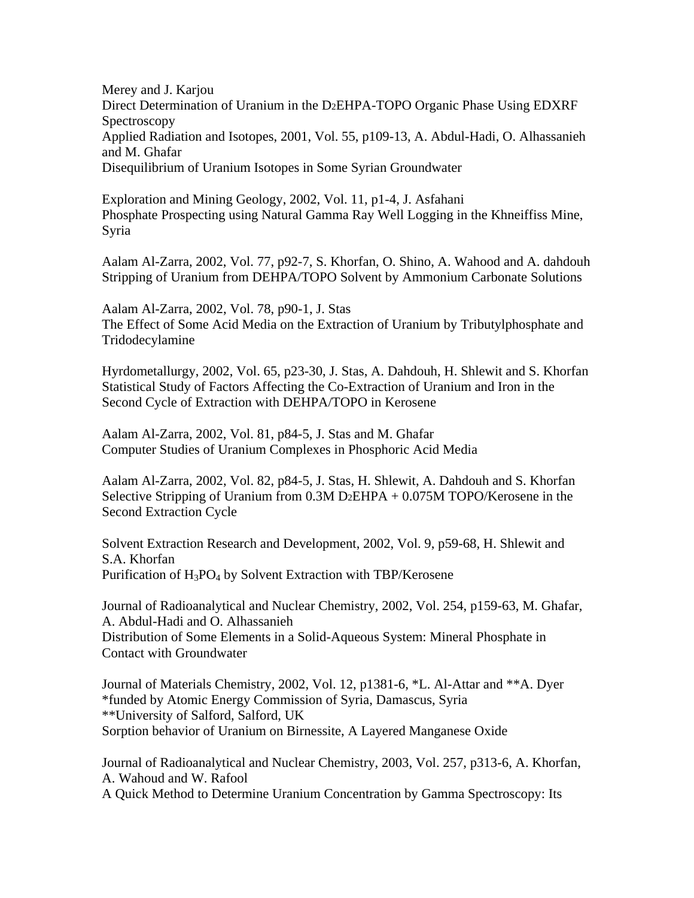Merey and J. Karjou
Direct Determination of Uranium in the $D_2$EHPA-TOPO Organic Phase Using EDXRF Spectroscopy
Applied Radiation and Isotopes, 2001, Vol. 55, p109-13, A. Abdul-Hadi, O. Alhassanieh and M. Ghafar
Disequilibrium of Uranium Isotopes in Some Syrian Groundwater

Exploration and Mining Geology, 2002, Vol. 11, p1-4, J. Asfahani
Phosphate Prospecting using Natural Gamma Ray Well Logging in the Khneiffiss Mine, Syria

Aalam Al-Zarra, 2002, Vol. 77, p92-7, S. Khorfan, O. Shino, A. Wahood and A. dahdouh
Stripping of Uranium from DEHPA/TOPO Solvent by Ammonium Carbonate Solutions

Aalam Al-Zarra, 2002, Vol. 78, p90-1, J. Stas
The Effect of Some Acid Media on the Extraction of Uranium by Tributylphosphate and Tridodecylamine

Hyrdometallurgy, 2002, Vol. 65, p23-30, J. Stas, A. Dahdouh, H. Shlewit and S. Khorfan
Statistical Study of Factors Affecting the Co-Extraction of Uranium and Iron in the Second Cycle of Extraction with DEHPA/TOPO in Kerosene

Aalam Al-Zarra, 2002, Vol. 81, p84-5, J. Stas and M. Ghafar
Computer Studies of Uranium Complexes in Phosphoric Acid Media

Aalam Al-Zarra, 2002, Vol. 82, p84-5, J. Stas, H. Shlewit, A. Dahdouh and S. Khorfan
Selective Stripping of Uranium from 0.3M $D_2$EHPA + 0.075M TOPO/Kerosene in the Second Extraction Cycle

Solvent Extraction Research and Development, 2002, Vol. 9, p59-68, H. Shlewit and S.A. Khorfan
Purification of $H_3PO_4$ by Solvent Extraction with TBP/Kerosene

Journal of Radioanalytical and Nuclear Chemistry, 2002, Vol. 254, p159-63, M. Ghafar, A. Abdul-Hadi and O. Alhassanieh
Distribution of Some Elements in a Solid-Aqueous System: Mineral Phosphate in Contact with Groundwater

Journal of Materials Chemistry, 2002, Vol. 12, p1381-6, *L. Al-Attar and **A. Dyer
*funded by Atomic Energy Commission of Syria, Damascus, Syria
**University of Salford, Salford, UK
Sorption behavior of Uranium on Birnessite, A Layered Manganese Oxide

Journal of Radioanalytical and Nuclear Chemistry, 2003, Vol. 257, p313-6, A. Khorfan, A. Wahoud and W. Rafool
A Quick Method to Determine Uranium Concentration by Gamma Spectroscopy: Its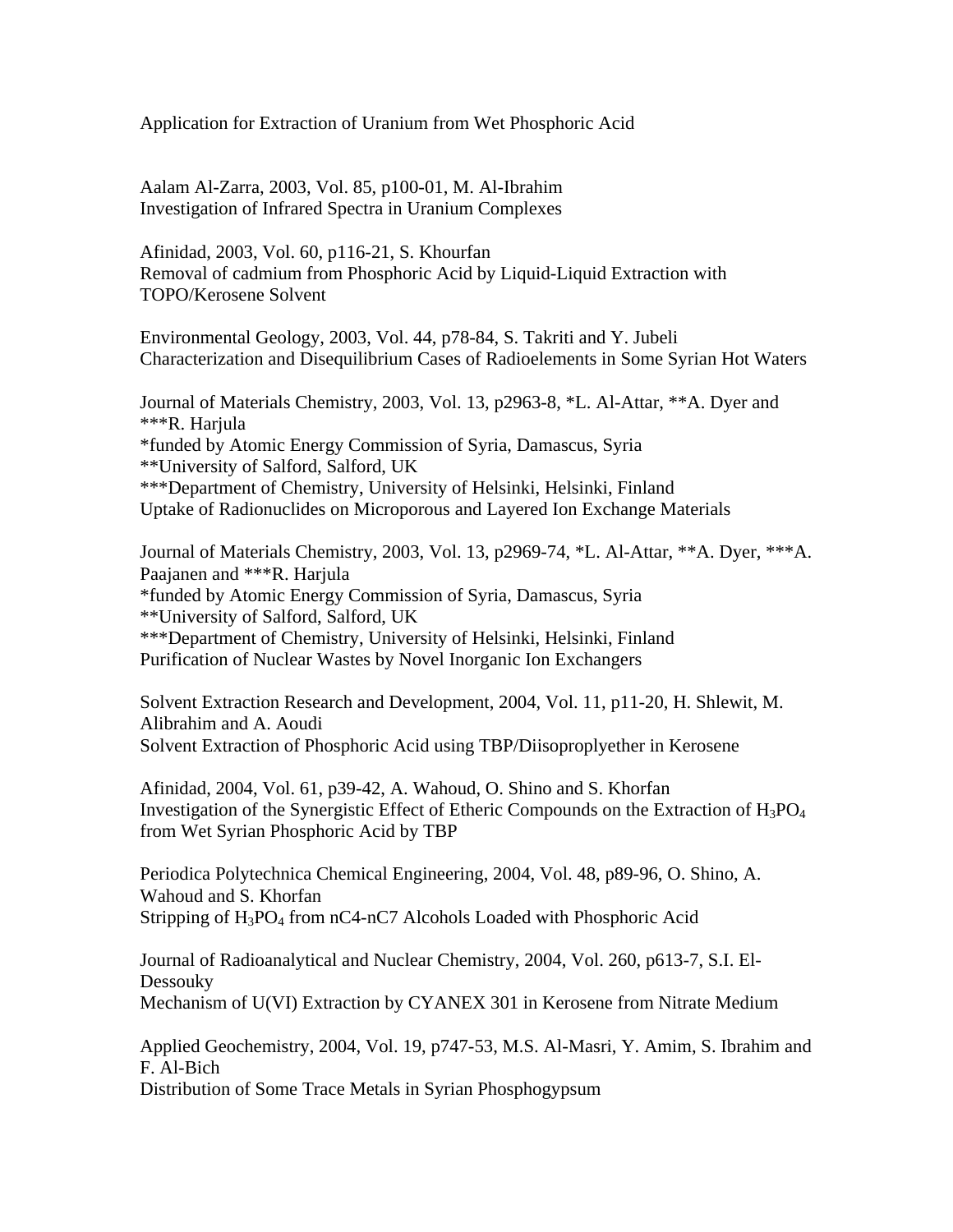Application for Extraction of Uranium from Wet Phosphoric Acid

Aalam Al-Zarra, 2003, Vol. 85, p100-01, M. Al-Ibrahim
Investigation of Infrared Spectra in Uranium Complexes

Afinidad, 2003, Vol. 60, p116-21, S. Khourfan
Removal of cadmium from Phosphoric Acid by Liquid-Liquid Extraction with TOPO/Kerosene Solvent

Environmental Geology, 2003, Vol. 44, p78-84, S. Takriti and Y. Jubeli
Characterization and Disequilibrium Cases of Radioelements in Some Syrian Hot Waters

Journal of Materials Chemistry, 2003, Vol. 13, p2963-8, *L. Al-Attar, **A. Dyer and ***R. Harjula
*funded by Atomic Energy Commission of Syria, Damascus, Syria
**University of Salford, Salford, UK
***Department of Chemistry, University of Helsinki, Helsinki, Finland
Uptake of Radionuclides on Microporous and Layered Ion Exchange Materials

Journal of Materials Chemistry, 2003, Vol. 13, p2969-74, *L. Al-Attar, **A. Dyer, ***A. Paajanen and ***R. Harjula
*funded by Atomic Energy Commission of Syria, Damascus, Syria
**University of Salford, Salford, UK
***Department of Chemistry, University of Helsinki, Helsinki, Finland
Purification of Nuclear Wastes by Novel Inorganic Ion Exchangers

Solvent Extraction Research and Development, 2004, Vol. 11, p11-20, H. Shlewit, M. Alibrahim and A. Aoudi
Solvent Extraction of Phosphoric Acid using TBP/Diisoproplyether in Kerosene

Afinidad, 2004, Vol. 61, p39-42, A. Wahoud, O. Shino and S. Khorfan
Investigation of the Synergistic Effect of Etheric Compounds on the Extraction of $H_3PO_4$ from Wet Syrian Phosphoric Acid by TBP

Periodica Polytechnica Chemical Engineering, 2004, Vol. 48, p89-96, O. Shino, A. Wahoud and S. Khorfan
Stripping of $H_3PO_4$ from nC4-nC7 Alcohols Loaded with Phosphoric Acid

Journal of Radioanalytical and Nuclear Chemistry, 2004, Vol. 260, p613-7, S.I. El-Dessouky
Mechanism of U(VI) Extraction by CYANEX 301 in Kerosene from Nitrate Medium

Applied Geochemistry, 2004, Vol. 19, p747-53, M.S. Al-Masri, Y. Amim, S. Ibrahim and F. Al-Bich
Distribution of Some Trace Metals in Syrian Phosphogypsum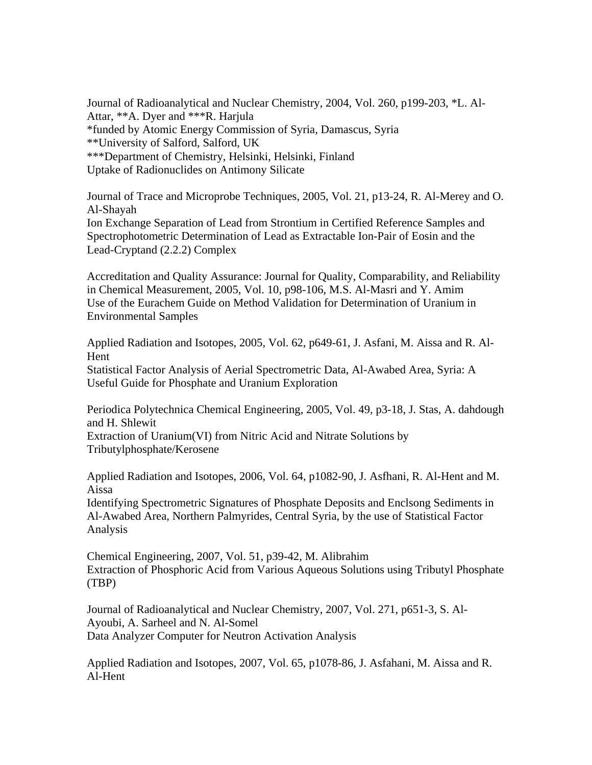Journal of Radioanalytical and Nuclear Chemistry, 2004, Vol. 260, p199-203, *L. Al-Attar, **A. Dyer and ***R. Harjula
*funded by Atomic Energy Commission of Syria, Damascus, Syria
**University of Salford, Salford, UK
***Department of Chemistry, Helsinki, Helsinki, Finland
Uptake of Radionuclides on Antimony Silicate

Journal of Trace and Microprobe Techniques, 2005, Vol. 21, p13-24, R. Al-Merey and O. Al-Shayah
Ion Exchange Separation of Lead from Strontium in Certified Reference Samples and Spectrophotometric Determination of Lead as Extractable Ion-Pair of Eosin and the Lead-Cryptand (2.2.2) Complex

Accreditation and Quality Assurance: Journal for Quality, Comparability, and Reliability in Chemical Measurement, 2005, Vol. 10, p98-106, M.S. Al-Masri and Y. Amim
Use of the Eurachem Guide on Method Validation for Determination of Uranium in Environmental Samples

Applied Radiation and Isotopes, 2005, Vol. 62, p649-61, J. Asfani, M. Aissa and R. Al-Hent
Statistical Factor Analysis of Aerial Spectrometric Data, Al-Awabed Area, Syria: A Useful Guide for Phosphate and Uranium Exploration

Periodica Polytechnica Chemical Engineering, 2005, Vol. 49, p3-18, J. Stas, A. dahdough and H. Shlewit
Extraction of Uranium(VI) from Nitric Acid and Nitrate Solutions by Tributylphosphate/Kerosene

Applied Radiation and Isotopes, 2006, Vol. 64, p1082-90, J. Asfhani, R. Al-Hent and M. Aissa
Identifying Spectrometric Signatures of Phosphate Deposits and Enclsong Sediments in Al-Awabed Area, Northern Palmyrides, Central Syria, by the use of Statistical Factor Analysis

Chemical Engineering, 2007, Vol. 51, p39-42, M. Alibrahim
Extraction of Phosphoric Acid from Various Aqueous Solutions using Tributyl Phosphate (TBP)

Journal of Radioanalytical and Nuclear Chemistry, 2007, Vol. 271, p651-3, S. Al-Ayoubi, A. Sarheel and N. Al-Somel
Data Analyzer Computer for Neutron Activation Analysis

Applied Radiation and Isotopes, 2007, Vol. 65, p1078-86, J. Asfahani, M. Aissa and R. Al-Hent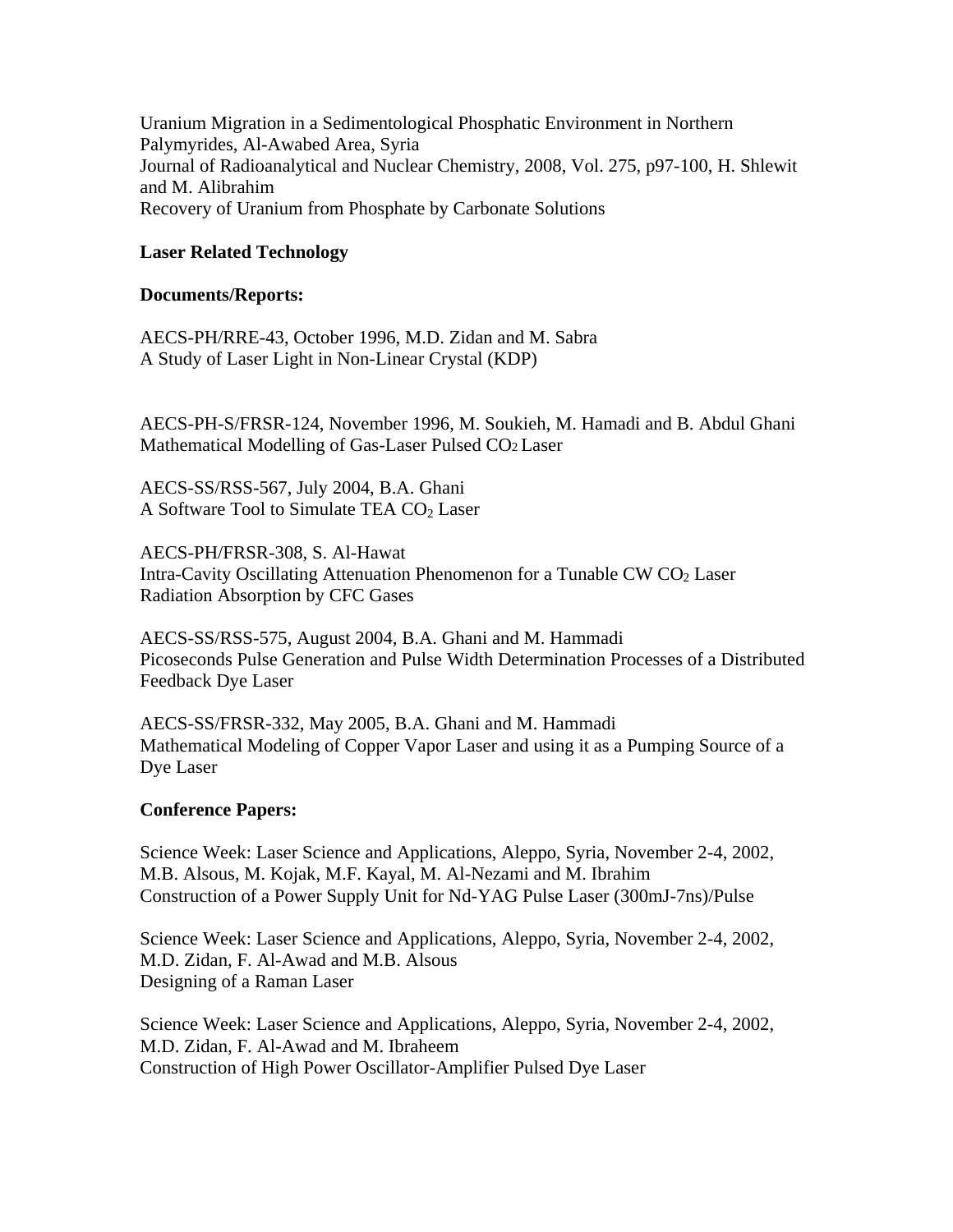Uranium Migration in a Sedimentological Phosphatic Environment in Northern Palymyrides, Al-Awabed Area, Syria
Journal of Radioanalytical and Nuclear Chemistry, 2008, Vol. 275, p97-100, H. Shlewit and M. Alibrahim
Recovery of Uranium from Phosphate by Carbonate Solutions

**Laser Related Technology**

**Documents/Reports:**

AECS-PH/RRE-43, October 1996, M.D. Zidan and M. Sabra
A Study of Laser Light in Non-Linear Crystal (KDP)

AECS-PH-S/FRSR-124, November 1996, M. Soukieh, M. Hamadi and B. Abdul Ghani
Mathematical Modelling of Gas-Laser Pulsed $CO_2$ Laser

AECS-SS/RSS-567, July 2004, B.A. Ghani
A Software Tool to Simulate TEA $CO_2$ Laser

AECS-PH/FRSR-308, S. Al-Hawat
Intra-Cavity Oscillating Attenuation Phenomenon for a Tunable CW $CO_2$ Laser Radiation Absorption by CFC Gases

AECS-SS/RSS-575, August 2004, B.A. Ghani and M. Hammadi
Picoseconds Pulse Generation and Pulse Width Determination Processes of a Distributed Feedback Dye Laser

AECS-SS/FRSR-332, May 2005, B.A. Ghani and M. Hammadi
Mathematical Modeling of Copper Vapor Laser and using it as a Pumping Source of a Dye Laser

**Conference Papers:**

Science Week: Laser Science and Applications, Aleppo, Syria, November 2-4, 2002, M.B. Alsous, M. Kojak, M.F. Kayal, M. Al-Nezami and M. Ibrahim
Construction of a Power Supply Unit for Nd-YAG Pulse Laser (300mJ-7ns)/Pulse

Science Week: Laser Science and Applications, Aleppo, Syria, November 2-4, 2002, M.D. Zidan, F. Al-Awad and M.B. Alsous
Designing of a Raman Laser

Science Week: Laser Science and Applications, Aleppo, Syria, November 2-4, 2002, M.D. Zidan, F. Al-Awad and M. Ibraheem
Construction of High Power Oscillator-Amplifier Pulsed Dye Laser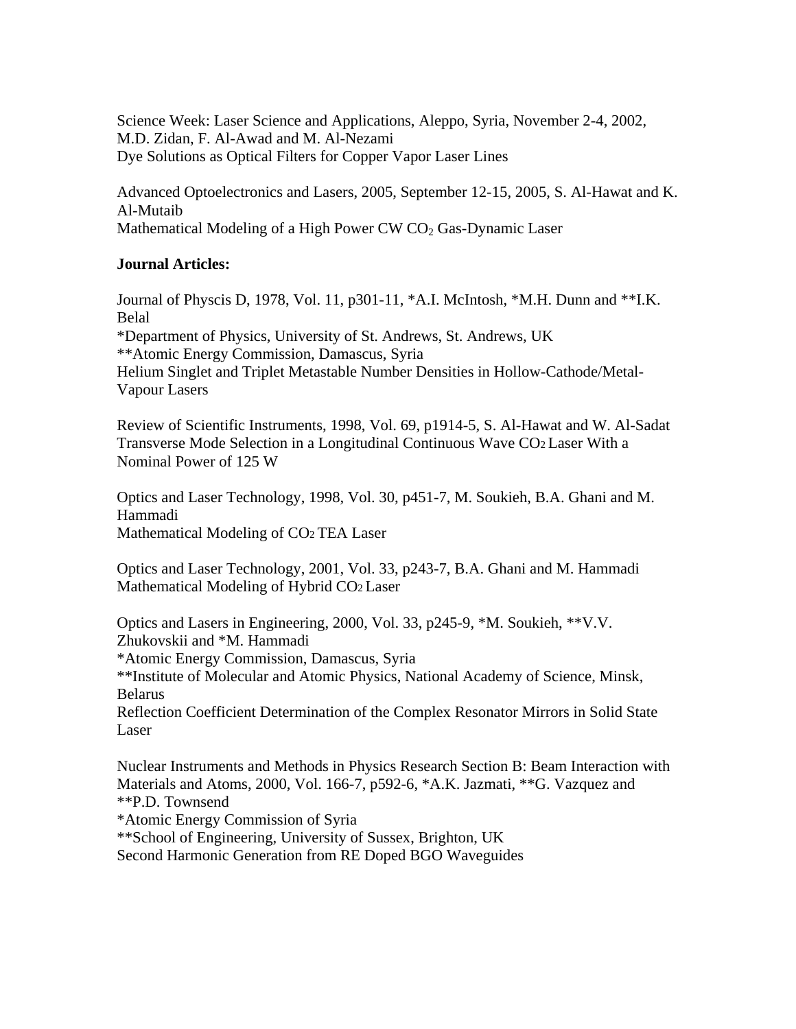Science Week: Laser Science and Applications, Aleppo, Syria, November 2-4, 2002, M.D. Zidan, F. Al-Awad and M. Al-Nezami
Dye Solutions as Optical Filters for Copper Vapor Laser Lines

Advanced Optoelectronics and Lasers, 2005, September 12-15, 2005, S. Al-Hawat and K. Al-Mutaib
Mathematical Modeling of a High Power CW $CO_2$ Gas-Dynamic Laser

**Journal Articles:**

Journal of Physcis D, 1978, Vol. 11, p301-11, *A.I. McIntosh, *M.H. Dunn and **I.K. Belal
*Department of Physics, University of St. Andrews, St. Andrews, UK
**Atomic Energy Commission, Damascus, Syria
Helium Singlet and Triplet Metastable Number Densities in Hollow-Cathode/Metal-Vapour Lasers

Review of Scientific Instruments, 1998, Vol. 69, p1914-5, S. Al-Hawat and W. Al-Sadat
Transverse Mode Selection in a Longitudinal Continuous Wave $CO_2$ Laser With a Nominal Power of 125 W

Optics and Laser Technology, 1998, Vol. 30, p451-7, M. Soukieh, B.A. Ghani and M. Hammadi
Mathematical Modeling of $CO_2$ TEA Laser

Optics and Laser Technology, 2001, Vol. 33, p243-7, B.A. Ghani and M. Hammadi
Mathematical Modeling of Hybrid $CO_2$ Laser

Optics and Lasers in Engineering, 2000, Vol. 33, p245-9, *M. Soukieh, **V.V. Zhukovskii and *M. Hammadi
*Atomic Energy Commission, Damascus, Syria
**Institute of Molecular and Atomic Physics, National Academy of Science, Minsk, Belarus
Reflection Coefficient Determination of the Complex Resonator Mirrors in Solid State Laser

Nuclear Instruments and Methods in Physics Research Section B: Beam Interaction with Materials and Atoms, 2000, Vol. 166-7, p592-6, *A.K. Jazmati, **G. Vazquez and **P.D. Townsend
*Atomic Energy Commission of Syria
**School of Engineering, University of Sussex, Brighton, UK
Second Harmonic Generation from RE Doped BGO Waveguides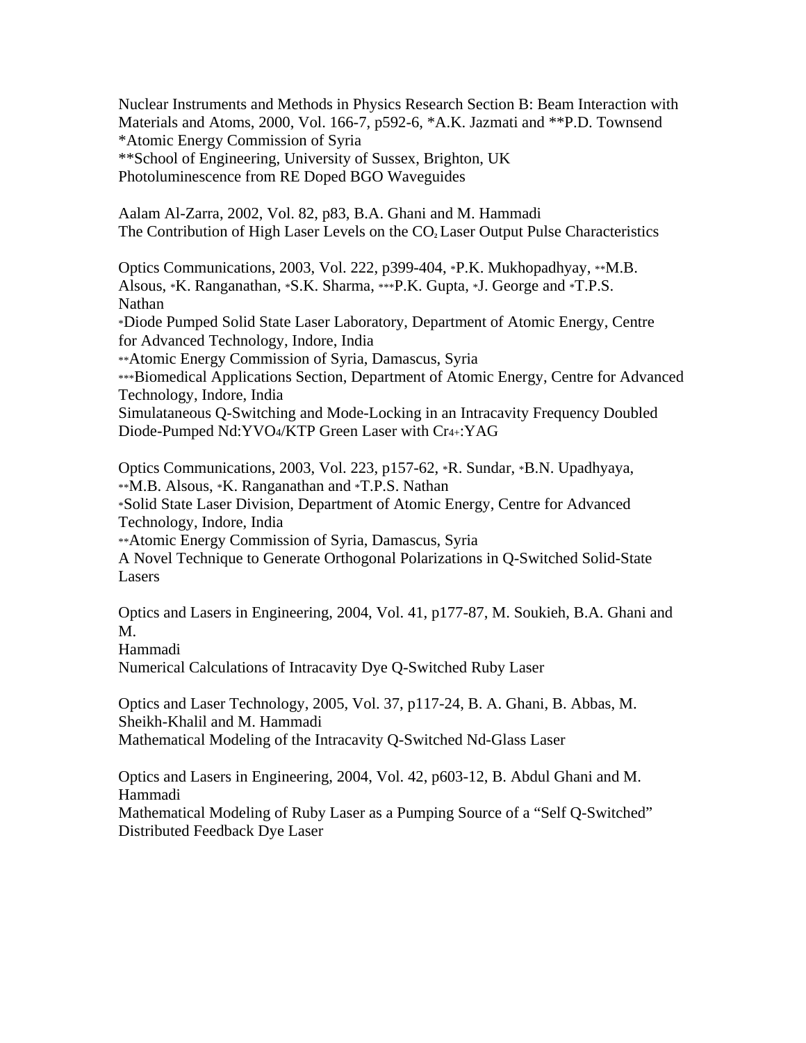Nuclear Instruments and Methods in Physics Research Section B: Beam Interaction with Materials and Atoms, 2000, Vol. 166-7, p592-6, *A.K. Jazmati and **P.D. Townsend
*Atomic Energy Commission of Syria
**School of Engineering, University of Sussex, Brighton, UK
Photoluminescence from RE Doped BGO Waveguides

Aalam Al-Zarra, 2002, Vol. 82, p83, B.A. Ghani and M. Hammadi
The Contribution of High Laser Levels on the $CO_2$ Laser Output Pulse Characteristics

Optics Communications, 2003, Vol. 222, p399-404, *P.K. Mukhopadhyay, **M.B. Alsous, *K. Ranganathan, *S.K. Sharma, ***P.K. Gupta, *J. George and *T.P.S. Nathan
*Diode Pumped Solid State Laser Laboratory, Department of Atomic Energy, Centre for Advanced Technology, Indore, India
**Atomic Energy Commission of Syria, Damascus, Syria
***Biomedical Applications Section, Department of Atomic Energy, Centre for Advanced Technology, Indore, India
Simulataneous Q-Switching and Mode-Locking in an Intracavity Frequency Doubled Diode-Pumped Nd:$YVO_4$/KTP Green Laser with $Cr^{4+}$:YAG

Optics Communications, 2003, Vol. 223, p157-62, *R. Sundar, *B.N. Upadhyaya, **M.B. Alsous, *K. Ranganathan and *T.P.S. Nathan
*Solid State Laser Division, Department of Atomic Energy, Centre for Advanced Technology, Indore, India
**Atomic Energy Commission of Syria, Damascus, Syria
A Novel Technique to Generate Orthogonal Polarizations in Q-Switched Solid-State Lasers

Optics and Lasers in Engineering, 2004, Vol. 41, p177-87, M. Soukieh, B.A. Ghani and M.
Hammadi
Numerical Calculations of Intracavity Dye Q-Switched Ruby Laser

Optics and Laser Technology, 2005, Vol. 37, p117-24, B. A. Ghani, B. Abbas, M. Sheikh-Khalil and M. Hammadi
Mathematical Modeling of the Intracavity Q-Switched Nd-Glass Laser

Optics and Lasers in Engineering, 2004, Vol. 42, p603-12, B. Abdul Ghani and M. Hammadi
Mathematical Modeling of Ruby Laser as a Pumping Source of a "Self Q-Switched" Distributed Feedback Dye Laser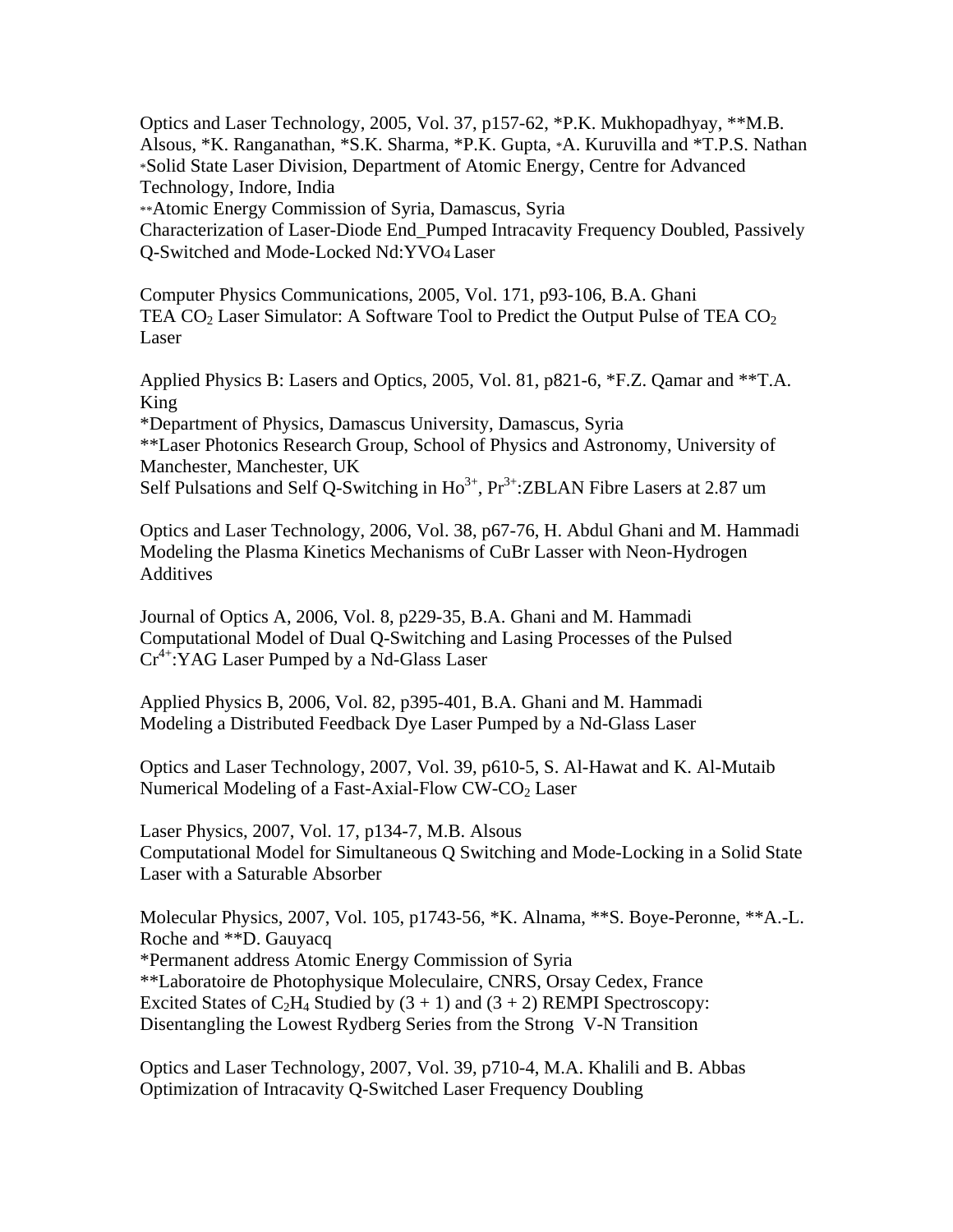Optics and Laser Technology, 2005, Vol. 37, p157-62, *P.K. Mukhopadhyay, **M.B. Alsous, *K. Ranganathan, *S.K. Sharma, *P.K. Gupta, *A. Kuruvilla and *T.P.S. Nathan
*Solid State Laser Division, Department of Atomic Energy, Centre for Advanced Technology, Indore, India
**Atomic Energy Commission of Syria, Damascus, Syria
Characterization of Laser-Diode End_Pumped Intracavity Frequency Doubled, Passively Q-Switched and Mode-Locked Nd:$YVO_4$ Laser

Computer Physics Communications, 2005, Vol. 171, p93-106, B.A. Ghani
TEA $CO_2$ Laser Simulator: A Software Tool to Predict the Output Pulse of TEA $CO_2$ Laser

Applied Physics B: Lasers and Optics, 2005, Vol. 81, p821-6, *F.Z. Qamar and **T.A. King
*Department of Physics, Damascus University, Damascus, Syria
**Laser Photonics Research Group, School of Physics and Astronomy, University of Manchester, Manchester, UK
Self Pulsations and Self Q-Switching in $Ho^{3+}$, $Pr^{3+}$:ZBLAN Fibre Lasers at 2.87 um

Optics and Laser Technology, 2006, Vol. 38, p67-76, H. Abdul Ghani and M. Hammadi
Modeling the Plasma Kinetics Mechanisms of CuBr Lasser with Neon-Hydrogen Additives

Journal of Optics A, 2006, Vol. 8, p229-35, B.A. Ghani and M. Hammadi
Computational Model of Dual Q-Switching and Lasing Processes of the Pulsed $Cr^{4+}$:YAG Laser Pumped by a Nd-Glass Laser

Applied Physics B, 2006, Vol. 82, p395-401, B.A. Ghani and M. Hammadi
Modeling a Distributed Feedback Dye Laser Pumped by a Nd-Glass Laser

Optics and Laser Technology, 2007, Vol. 39, p610-5, S. Al-Hawat and K. Al-Mutaib
Numerical Modeling of a Fast-Axial-Flow CW-$CO_2$ Laser

Laser Physics, 2007, Vol. 17, p134-7, M.B. Alsous
Computational Model for Simultaneous Q Switching and Mode-Locking in a Solid State Laser with a Saturable Absorber

Molecular Physics, 2007, Vol. 105, p1743-56, *K. Alnama, **S. Boye-Peronne, **A.-L. Roche and **D. Gauyacq
*Permanent address Atomic Energy Commission of Syria
**Laboratoire de Photophysique Moleculaire, CNRS, Orsay Cedex, France
Excited States of $C_2H_4$ Studied by (3 + 1) and (3 + 2) REMPI Spectroscopy: Disentangling the Lowest Rydberg Series from the Strong V-N Transition

Optics and Laser Technology, 2007, Vol. 39, p710-4, M.A. Khalili and B. Abbas
Optimization of Intracavity Q-Switched Laser Frequency Doubling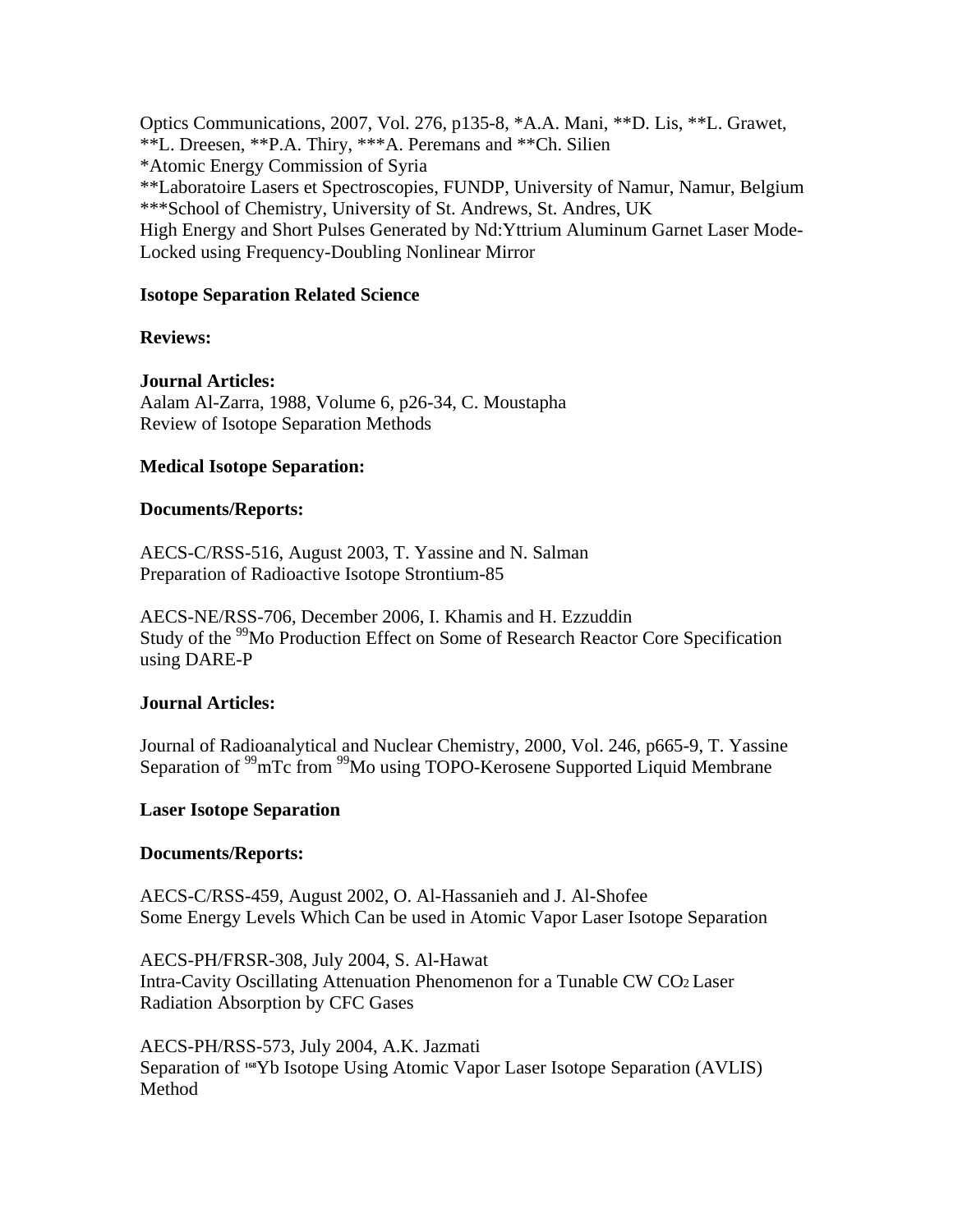Optics Communications, 2007, Vol. 276, p135-8, *A.A. Mani, **D. Lis, **L. Grawet, **L. Dreesen, **P.A. Thiry, ***A. Peremans and **Ch. Silien
*Atomic Energy Commission of Syria
**Laboratoire Lasers et Spectroscopies, FUNDP, University of Namur, Namur, Belgium
***School of Chemistry, University of St. Andrews, St. Andres, UK
High Energy and Short Pulses Generated by Nd:Yttrium Aluminum Garnet Laser Mode-Locked using Frequency-Doubling Nonlinear Mirror

**Isotope Separation Related Science**

**Reviews:**

**Journal Articles:**
Aalam Al-Zarra, 1988, Volume 6, p26-34, C. Moustapha
Review of Isotope Separation Methods

**Medical Isotope Separation:**

**Documents/Reports:**

AECS-C/RSS-516, August 2003, T. Yassine and N. Salman
Preparation of Radioactive Isotope Strontium-85

AECS-NE/RSS-706, December 2006, I. Khamis and H. Ezzuddin
Study of the $^{99}$Mo Production Effect on Some of Research Reactor Core Specification using DARE-P

**Journal Articles:**

Journal of Radioanalytical and Nuclear Chemistry, 2000, Vol. 246, p665-9, T. Yassine
Separation of $^{99}$mTc from $^{99}$Mo using TOPO-Kerosene Supported Liquid Membrane

**Laser Isotope Separation**

**Documents/Reports:**

AECS-C/RSS-459, August 2002, O. Al-Hassanieh and J. Al-Shofee
Some Energy Levels Which Can be used in Atomic Vapor Laser Isotope Separation

AECS-PH/FRSR-308, July 2004, S. Al-Hawat
Intra-Cavity Oscillating Attenuation Phenomenon for a Tunable CW $CO_2$ Laser Radiation Absorption by CFC Gases

AECS-PH/RSS-573, July 2004, A.K. Jazmati
Separation of $^{168}$Yb Isotope Using Atomic Vapor Laser Isotope Separation (AVLIS) Method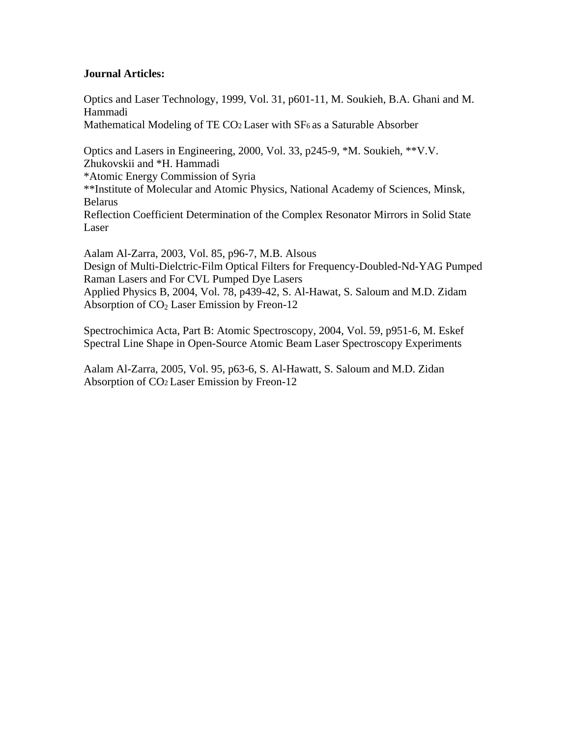**Journal Articles:**

Optics and Laser Technology, 1999, Vol. 31, p601-11, M. Soukieh, B.A. Ghani and M. Hammadi
Mathematical Modeling of TE $CO_2$ Laser with $SF_6$ as a Saturable Absorber

Optics and Lasers in Engineering, 2000, Vol. 33, p245-9, *M. Soukieh, **V.V. Zhukovskii and *H. Hammadi
*Atomic Energy Commission of Syria
**Institute of Molecular and Atomic Physics, National Academy of Sciences, Minsk, Belarus
Reflection Coefficient Determination of the Complex Resonator Mirrors in Solid State Laser

Aalam Al-Zarra, 2003, Vol. 85, p96-7, M.B. Alsous
Design of Multi-Dielctric-Film Optical Filters for Frequency-Doubled-Nd-YAG Pumped Raman Lasers and For CVL Pumped Dye Lasers
Applied Physics B, 2004, Vol. 78, p439-42, S. Al-Hawat, S. Saloum and M.D. Zidam
Absorption of $CO_2$ Laser Emission by Freon-12

Spectrochimica Acta, Part B: Atomic Spectroscopy, 2004, Vol. 59, p951-6, M. Eskef
Spectral Line Shape in Open-Source Atomic Beam Laser Spectroscopy Experiments

Aalam Al-Zarra, 2005, Vol. 95, p63-6, S. Al-Hawatt, S. Saloum and M.D. Zidan
Absorption of $CO_2$ Laser Emission by Freon-12